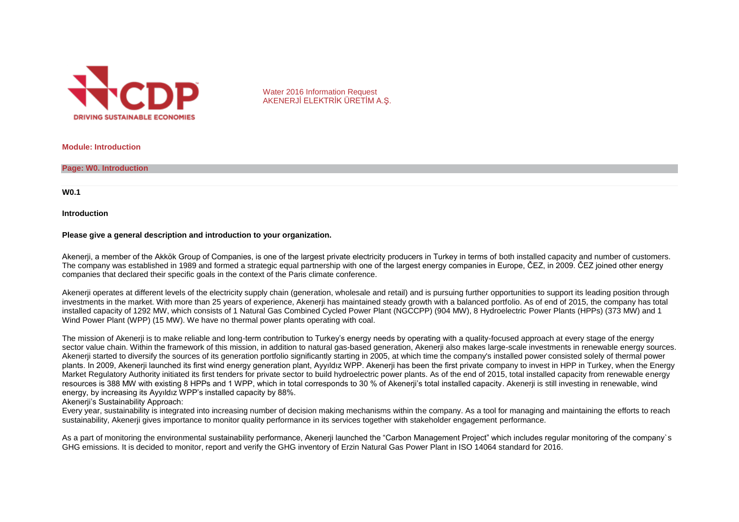Water 2016 Information Request
AKENERJİ ELEKTRİK ÜRETİM A.Ş.

## Module: Introduction

### Page: W0. Introduction

**W0.1**

**Introduction**

**Please give a general description and introduction to your organization.**

Akenerji, a member of the Akkök Group of Companies, is one of the largest private electricity producers in Turkey in terms of both installed capacity and number of customers. The company was established in 1989 and formed a strategic equal partnership with one of the largest energy companies in Europe, ČEZ, in 2009. ČEZ joined other energy companies that declared their specific goals in the context of the Paris climate conference.

Akenerji operates at different levels of the electricity supply chain (generation, wholesale and retail) and is pursuing further opportunities to support its leading position through investments in the market. With more than 25 years of experience, Akenerji has maintained steady growth with a balanced portfolio. As of end of 2015, the company has total installed capacity of 1292 MW, which consists of 1 Natural Gas Combined Cycled Power Plant (NGCCPP) (904 MW), 8 Hydroelectric Power Plants (HPPs) (373 MW) and 1 Wind Power Plant (WPP) (15 MW). We have no thermal power plants operating with coal.

The mission of Akenerji is to make reliable and long-term contribution to Turkey's energy needs by operating with a quality-focused approach at every stage of the energy sector value chain. Within the framework of this mission, in addition to natural gas-based generation, Akenerji also makes large-scale investments in renewable energy sources. Akenerji started to diversify the sources of its generation portfolio significantly starting in 2005, at which time the company's installed power consisted solely of thermal power plants. In 2009, Akenerji launched its first wind energy generation plant, Ayyıldız WPP. Akenerji has been the first private company to invest in HPP in Turkey, when the Energy Market Regulatory Authority initiated its first tenders for private sector to build hydroelectric power plants. As of the end of 2015, total installed capacity from renewable energy resources is 388 MW with existing 8 HPPs and 1 WPP, which in total corresponds to 30 % of Akenerji's total installed capacity. Akenerji is still investing in renewable, wind energy, by increasing its Ayyıldız WPP's installed capacity by 88%.

Akenerji's Sustainability Approach:

Every year, sustainability is integrated into increasing number of decision making mechanisms within the company. As a tool for managing and maintaining the efforts to reach sustainability, Akenerji gives importance to monitor quality performance in its services together with stakeholder engagement performance.

As a part of monitoring the environmental sustainability performance, Akenerji launched the "Carbon Management Project" which includes regular monitoring of the company`s GHG emissions. It is decided to monitor, report and verify the GHG inventory of Erzin Natural Gas Power Plant in ISO 14064 standard for 2016.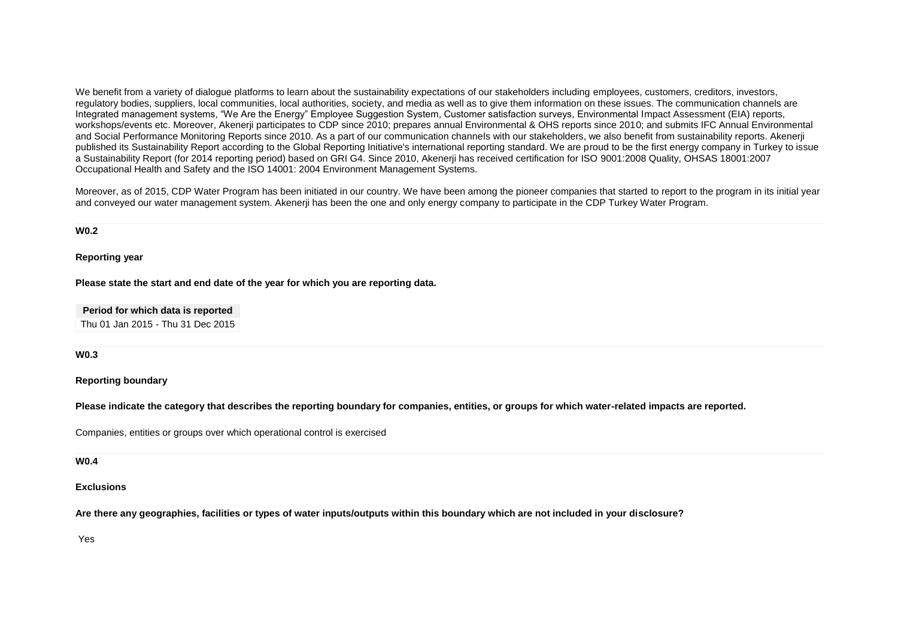We benefit from a variety of dialogue platforms to learn about the sustainability expectations of our stakeholders including employees, customers, creditors, investors, regulatory bodies, suppliers, local communities, local authorities, society, and media as well as to give them information on these issues. The communication channels are Integrated management systems, "We Are the Energy" Employee Suggestion System, Customer satisfaction surveys, Environmental Impact Assessment (EIA) reports, workshops/events etc. Moreover, Akenerji participates to CDP since 2010; prepares annual Environmental & OHS reports since 2010; and submits IFC Annual Environmental and Social Performance Monitoring Reports since 2010. As a part of our communication channels with our stakeholders, we also benefit from sustainability reports. Akenerji published its Sustainability Report according to the Global Reporting Initiative's international reporting standard. We are proud to be the first energy company in Turkey to issue a Sustainability Report (for 2014 reporting period) based on GRI G4. Since 2010, Akenerji has received certification for ISO 9001:2008 Quality, OHSAS 18001:2007 Occupational Health and Safety and the ISO 14001: 2004 Environment Management Systems.

Moreover, as of 2015, CDP Water Program has been initiated in our country. We have been among the pioneer companies that started to report to the program in its initial year and conveyed our water management system. Akenerji has been the one and only energy company to participate in the CDP Turkey Water Program.

---

**W0.2**

**Reporting year**

**Please state the start and end date of the year for which you are reporting data.**

| Period for which data is reported |
|---|
| Thu 01 Jan 2015 - Thu 31 Dec 2015 |

---

**W0.3**

**Reporting boundary**

**Please indicate the category that describes the reporting boundary for companies, entities, or groups for which water-related impacts are reported.**

Companies, entities or groups over which operational control is exercised

---

**W0.4**

**Exclusions**

**Are there any geographies, facilities or types of water inputs/outputs within this boundary which are not included in your disclosure?**

Yes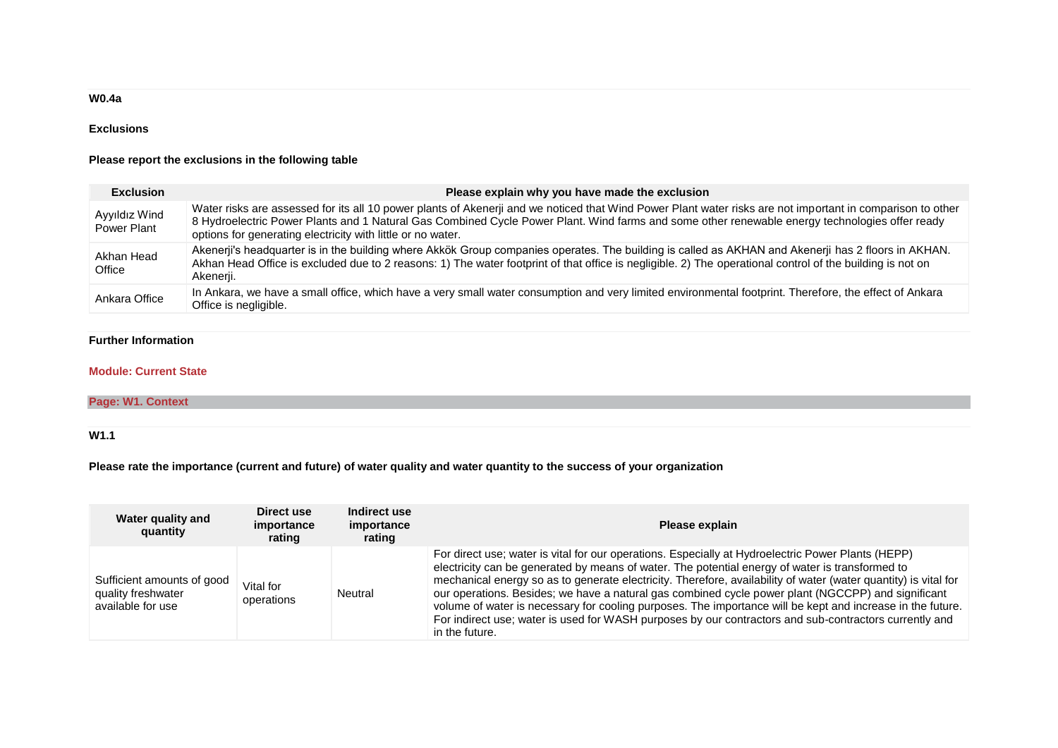### W0.4a

**Exclusions**

**Please report the exclusions in the following table**

| Exclusion | Please explain why you have made the exclusion |
|---|---|
| Ayyıldız Wind Power Plant | Water risks are assessed for its all 10 power plants of Akenerji and we noticed that Wind Power Plant water risks are not important in comparison to other 8 Hydroelectric Power Plants and 1 Natural Gas Combined Cycle Power Plant. Wind farms and some other renewable energy technologies offer ready options for generating electricity with little or no water. |
| Akhan Head Office | Akenerji's headquarter is in the building where Akkök Group companies operates. The building is called as AKHAN and Akenerji has 2 floors in AKHAN. Akhan Head Office is excluded due to 2 reasons: 1) The water footprint of that office is negligible. 2) The operational control of the building is not on Akenerji. |
| Ankara Office | In Ankara, we have a small office, which have a very small water consumption and very limited environmental footprint. Therefore, the effect of Ankara Office is negligible. |

**Further Information**

## Module: Current State

## Page: W1. Context

### W1.1

**Please rate the importance (current and future) of water quality and water quantity to the success of your organization**

| Water quality and quantity | Direct use importance rating | Indirect use importance rating | Please explain |
|---|---|---|---|
| Sufficient amounts of good quality freshwater available for use | Vital for operations | Neutral | For direct use; water is vital for our operations. Especially at Hydroelectric Power Plants (HEPP) electricity can be generated by means of water. The potential energy of water is transformed to mechanical energy so as to generate electricity. Therefore, availability of water (water quantity) is vital for our operations. Besides; we have a natural gas combined cycle power plant (NGCCPP) and significant volume of water is necessary for cooling purposes. The importance will be kept and increase in the future. For indirect use; water is used for WASH purposes by our contractors and sub-contractors currently and in the future. |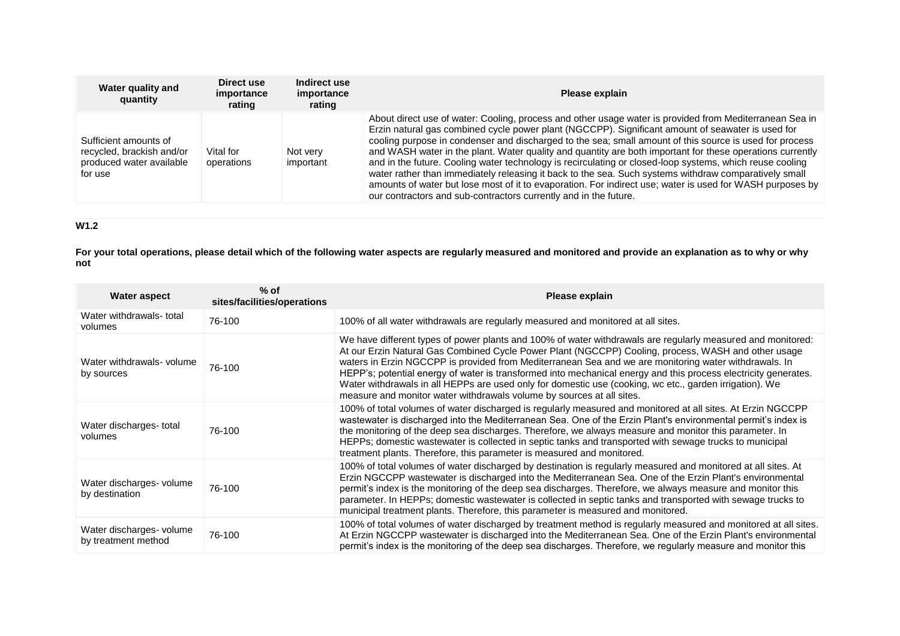| Water quality and quantity | Direct use importance rating | Indirect use importance rating | Please explain |
|---|---|---|---|
| Sufficient amounts of recycled, brackish and/or produced water available for use | Vital for operations | Not very important | About direct use of water: Cooling, process and other usage water is provided from Mediterranean Sea in Erzin natural gas combined cycle power plant (NGCCPP). Significant amount of seawater is used for cooling purpose in condenser and discharged to the sea; small amount of this source is used for process and WASH water in the plant. Water quality and quantity are both important for these operations currently and in the future. Cooling water technology is recirculating or closed-loop systems, which reuse cooling water rather than immediately releasing it back to the sea. Such systems withdraw comparatively small amounts of water but lose most of it to evaporation. For indirect use; water is used for WASH purposes by our contractors and sub-contractors currently and in the future. |

**W1.2**

**For your total operations, please detail which of the following water aspects are regularly measured and monitored and provide an explanation as to why or why not**

| Water aspect | % of sites/facilities/operations | Please explain |
|---|---|---|
| Water withdrawals- total volumes | 76-100 | 100% of all water withdrawals are regularly measured and monitored at all sites. |
| Water withdrawals- volume by sources | 76-100 | We have different types of power plants and 100% of water withdrawals are regularly measured and monitored: At our Erzin Natural Gas Combined Cycle Power Plant (NGCCPP) Cooling, process, WASH and other usage waters in Erzin NGCCPP is provided from Mediterranean Sea and we are monitoring water withdrawals. In HEPP's; potential energy of water is transformed into mechanical energy and this process electricity generates. Water withdrawals in all HEPPs are used only for domestic use (cooking, wc etc., garden irrigation). We measure and monitor water withdrawals volume by sources at all sites. |
| Water discharges- total volumes | 76-100 | 100% of total volumes of water discharged is regularly measured and monitored at all sites. At Erzin NGCCPP wastewater is discharged into the Mediterranean Sea. One of the Erzin Plant's environmental permit's index is the monitoring of the deep sea discharges. Therefore, we always measure and monitor this parameter. In HEPPs; domestic wastewater is collected in septic tanks and transported with sewage trucks to municipal treatment plants. Therefore, this parameter is measured and monitored. |
| Water discharges- volume by destination | 76-100 | 100% of total volumes of water discharged by destination is regularly measured and monitored at all sites. At Erzin NGCCPP wastewater is discharged into the Mediterranean Sea. One of the Erzin Plant's environmental permit's index is the monitoring of the deep sea discharges. Therefore, we always measure and monitor this parameter. In HEPPs; domestic wastewater is collected in septic tanks and transported with sewage trucks to municipal treatment plants. Therefore, this parameter is measured and monitored. |
| Water discharges- volume by treatment method | 76-100 | 100% of total volumes of water discharged by treatment method is regularly measured and monitored at all sites. At Erzin NGCCPP wastewater is discharged into the Mediterranean Sea. One of the Erzin Plant's environmental permit's index is the monitoring of the deep sea discharges. Therefore, we regularly measure and monitor this |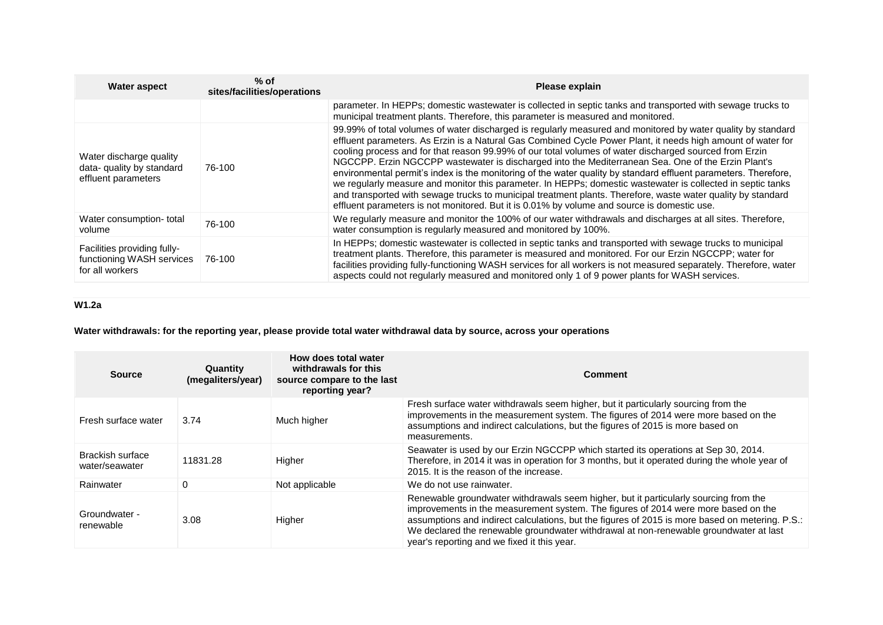| Water aspect | % of sites/facilities/operations | Please explain |
|---|---|---|
| | | parameter. In HEPPs; domestic wastewater is collected in septic tanks and transported with sewage trucks to municipal treatment plants. Therefore, this parameter is measured and monitored. |
| Water discharge quality data- quality by standard effluent parameters | 76-100 | 99.99% of total volumes of water discharged is regularly measured and monitored by water quality by standard effluent parameters. As Erzin is a Natural Gas Combined Cycle Power Plant, it needs high amount of water for cooling process and for that reason 99.99% of our total volumes of water discharged sourced from Erzin NGCCPP. Erzin NGCCPP wastewater is discharged into the Mediterranean Sea. One of the Erzin Plant's environmental permit's index is the monitoring of the water quality by standard effluent parameters. Therefore, we regularly measure and monitor this parameter. In HEPPs; domestic wastewater is collected in septic tanks and transported with sewage trucks to municipal treatment plants. Therefore, waste water quality by standard effluent parameters is not monitored. But it is 0.01% by volume and source is domestic use. |
| Water consumption- total volume | 76-100 | We regularly measure and monitor the 100% of our water withdrawals and discharges at all sites. Therefore, water consumption is regularly measured and monitored by 100%. |
| Facilities providing fully-functioning WASH services for all workers | 76-100 | In HEPPs; domestic wastewater is collected in septic tanks and transported with sewage trucks to municipal treatment plants. Therefore, this parameter is measured and monitored. For our Erzin NGCCPP; water for facilities providing fully-functioning WASH services for all workers is not measured separately. Therefore, water aspects could not regularly measured and monitored only 1 of 9 power plants for WASH services. |

**W1.2a**

**Water withdrawals: for the reporting year, please provide total water withdrawal data by source, across your operations**

| Source | Quantity (megaliters/year) | How does total water withdrawals for this source compare to the last reporting year? | Comment |
|---|---|---|---|
| Fresh surface water | 3.74 | Much higher | Fresh surface water withdrawals seem higher, but it particularly sourcing from the improvements in the measurement system. The figures of 2014 were more based on the assumptions and indirect calculations, but the figures of 2015 is more based on measurements. |
| Brackish surface water/seawater | 11831.28 | Higher | Seawater is used by our Erzin NGCCPP which started its operations at Sep 30, 2014. Therefore, in 2014 it was in operation for 3 months, but it operated during the whole year of 2015. It is the reason of the increase. |
| Rainwater | 0 | Not applicable | We do not use rainwater. |
| Groundwater - renewable | 3.08 | Higher | Renewable groundwater withdrawals seem higher, but it particularly sourcing from the improvements in the measurement system. The figures of 2014 were more based on the assumptions and indirect calculations, but the figures of 2015 is more based on metering. P.S.: We declared the renewable groundwater withdrawal at non-renewable groundwater at last year's reporting and we fixed it this year. |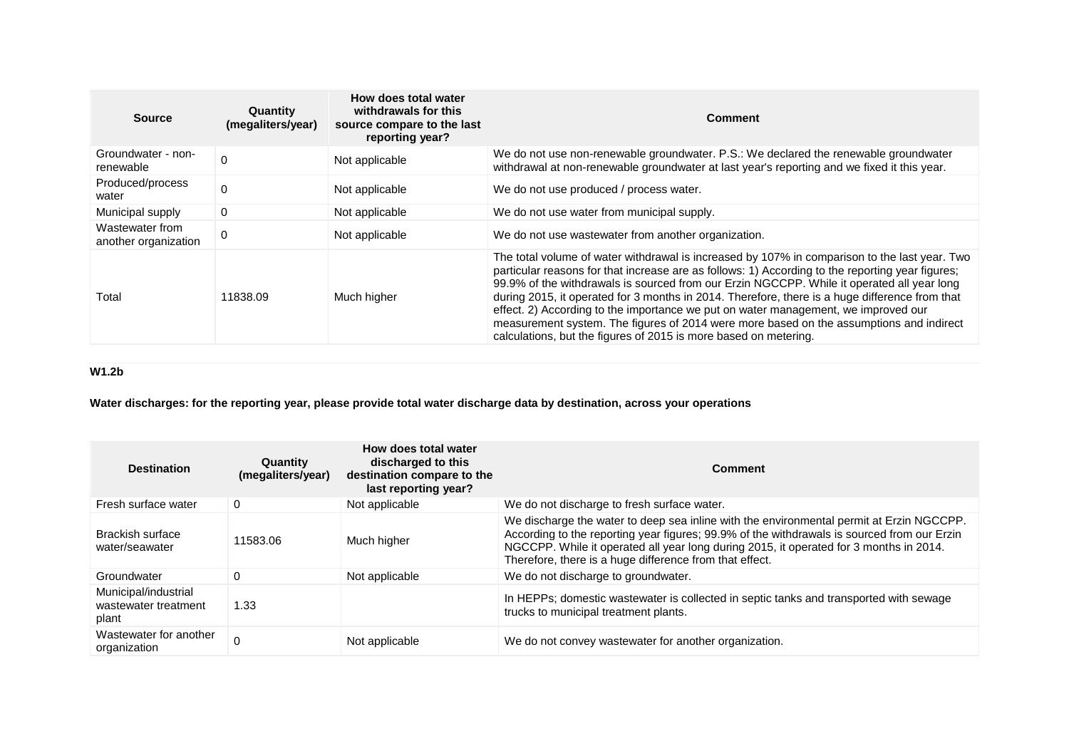| Source | Quantity (megaliters/year) | How does total water withdrawals for this source compare to the last reporting year? | Comment |
| --- | --- | --- | --- |
| Groundwater - non-renewable | 0 | Not applicable | We do not use non-renewable groundwater. P.S.: We declared the renewable groundwater withdrawal at non-renewable groundwater at last year's reporting and we fixed it this year. |
| Produced/process water | 0 | Not applicable | We do not use produced / process water. |
| Municipal supply | 0 | Not applicable | We do not use water from municipal supply. |
| Wastewater from another organization | 0 | Not applicable | We do not use wastewater from another organization. |
| Total | 11838.09 | Much higher | The total volume of water withdrawal is increased by 107% in comparison to the last year. Two particular reasons for that increase are as follows: 1) According to the reporting year figures; 99.9% of the withdrawals is sourced from our Erzin NGCCPP. While it operated all year long during 2015, it operated for 3 months in 2014. Therefore, there is a huge difference from that effect. 2) According to the importance we put on water management, we improved our measurement system. The figures of 2014 were more based on the assumptions and indirect calculations, but the figures of 2015 is more based on metering. |

**W1.2b**

**Water discharges: for the reporting year, please provide total water discharge data by destination, across your operations**

| Destination | Quantity (megaliters/year) | How does total water discharged to this destination compare to the last reporting year? | Comment |
| --- | --- | --- | --- |
| Fresh surface water | 0 | Not applicable | We do not discharge to fresh surface water. |
| Brackish surface water/seawater | 11583.06 | Much higher | We discharge the water to deep sea inline with the environmental permit at Erzin NGCCPP. According to the reporting year figures; 99.9% of the withdrawals is sourced from our Erzin NGCCPP. While it operated all year long during 2015, it operated for 3 months in 2014. Therefore, there is a huge difference from that effect. |
| Groundwater | 0 | Not applicable | We do not discharge to groundwater. |
| Municipal/industrial wastewater treatment plant | 1.33 | | In HEPPs; domestic wastewater is collected in septic tanks and transported with sewage trucks to municipal treatment plants. |
| Wastewater for another organization | 0 | Not applicable | We do not convey wastewater for another organization. |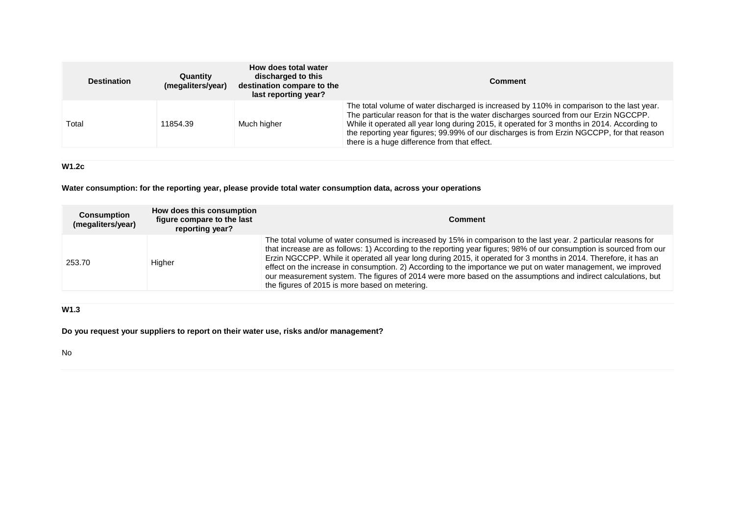| Destination | Quantity (megaliters/year) | How does total water discharged to this destination compare to the last reporting year? | Comment |
|---|---|---|---|
| Total | 11854.39 | Much higher | The total volume of water discharged is increased by 110% in comparison to the last year. The particular reason for that is the water discharges sourced from our Erzin NGCCPP. While it operated all year long during 2015, it operated for 3 months in 2014. According to the reporting year figures; 99.99% of our discharges is from Erzin NGCCPP, for that reason there is a huge difference from that effect. |

**W1.2c**

**Water consumption: for the reporting year, please provide total water consumption data, across your operations**

| Consumption (megaliters/year) | How does this consumption figure compare to the last reporting year? | Comment |
|---|---|---|
| 253.70 | Higher | The total volume of water consumed is increased by 15% in comparison to the last year. 2 particular reasons for that increase are as follows: 1) According to the reporting year figures; 98% of our consumption is sourced from our Erzin NGCCPP. While it operated all year long during 2015, it operated for 3 months in 2014. Therefore, it has an effect on the increase in consumption. 2) According to the importance we put on water management, we improved our measurement system. The figures of 2014 were more based on the assumptions and indirect calculations, but the figures of 2015 is more based on metering. |

**W1.3**

**Do you request your suppliers to report on their water use, risks and/or management?**

No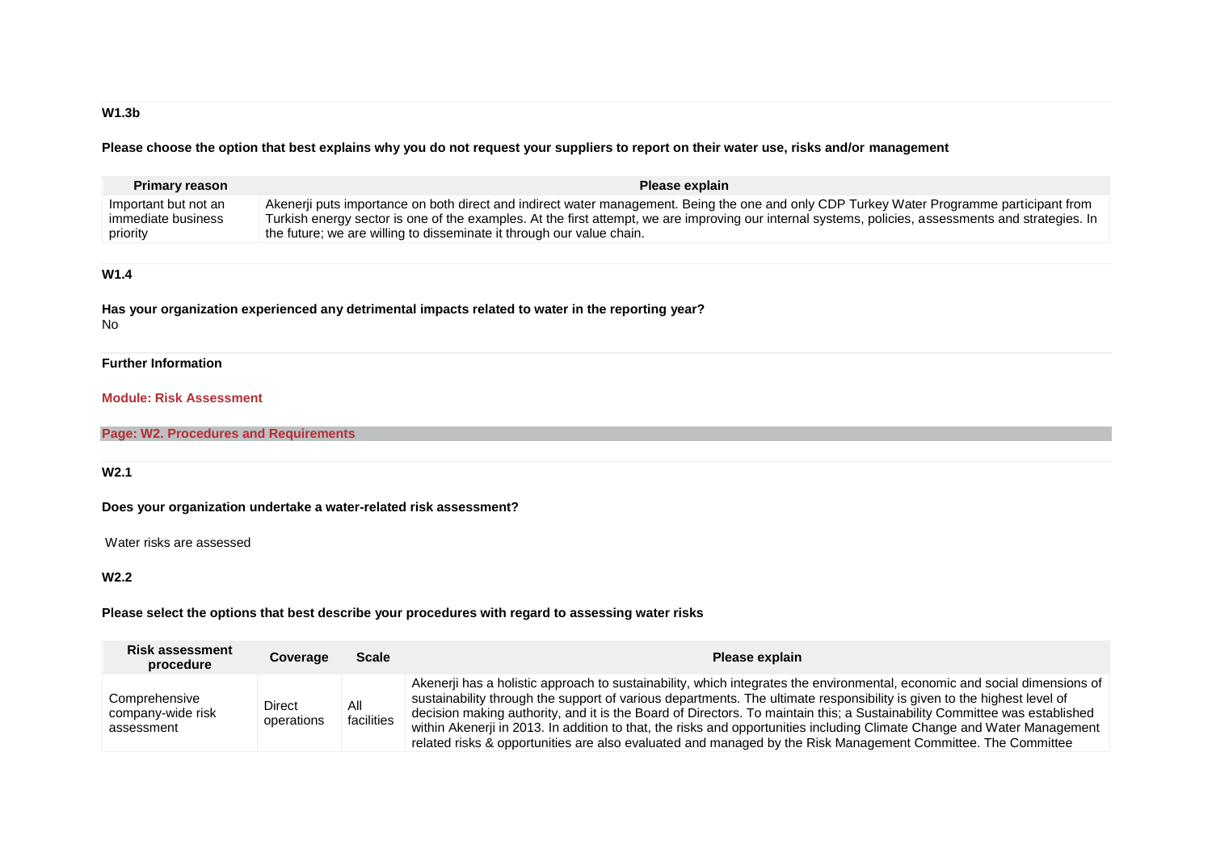### W1.3b

**Please choose the option that best explains why you do not request your suppliers to report on their water use, risks and/or management**

| Primary reason | Please explain |
|---|---|
| Important but not an immediate business priority | Akenerji puts importance on both direct and indirect water management. Being the one and only CDP Turkey Water Programme participant from Turkish energy sector is one of the examples. At the first attempt, we are improving our internal systems, policies, assessments and strategies. In the future; we are willing to disseminate it through our value chain. |

### W1.4

**Has your organization experienced any detrimental impacts related to water in the reporting year?**

No

**Further Information**

## Module: Risk Assessment

### Page: W2. Procedures and Requirements

### W2.1

**Does your organization undertake a water-related risk assessment?**

Water risks are assessed

### W2.2

**Please select the options that best describe your procedures with regard to assessing water risks**

| Risk assessment procedure | Coverage | Scale | Please explain |
|---|---|---|---|
| Comprehensive company-wide risk assessment | Direct operations | All facilities | Akenerji has a holistic approach to sustainability, which integrates the environmental, economic and social dimensions of sustainability through the support of various departments. The ultimate responsibility is given to the highest level of decision making authority, and it is the Board of Directors. To maintain this; a Sustainability Committee was established within Akenerji in 2013. In addition to that, the risks and opportunities including Climate Change and Water Management related risks & opportunities are also evaluated and managed by the Risk Management Committee. The Committee |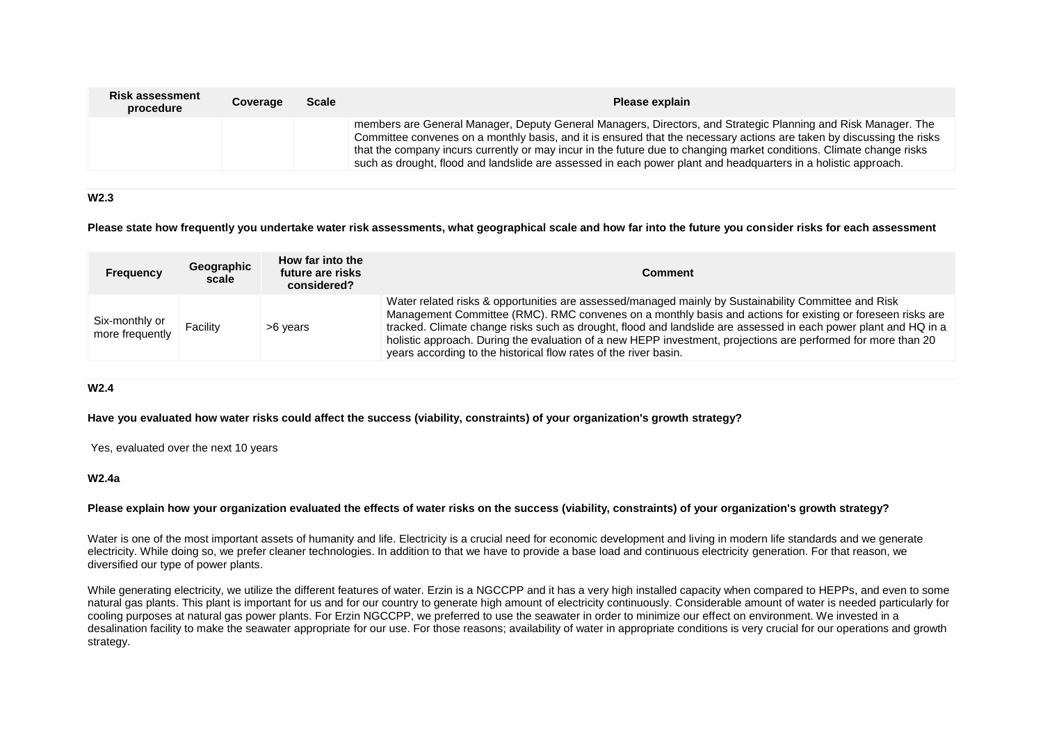| Risk assessment procedure | Coverage | Scale | Please explain |
|---|---|---|---|
| | | | members are General Manager, Deputy General Managers, Directors, and Strategic Planning and Risk Manager. The Committee convenes on a monthly basis, and it is ensured that the necessary actions are taken by discussing the risks that the company incurs currently or may incur in the future due to changing market conditions. Climate change risks such as drought, flood and landslide are assessed in each power plant and headquarters in a holistic approach. |

### W2.3

**Please state how frequently you undertake water risk assessments, what geographical scale and how far into the future you consider risks for each assessment**

| Frequency | Geographic scale | How far into the future are risks considered? | Comment |
|---|---|---|---|
| Six-monthly or more frequently | Facility | >6 years | Water related risks & opportunities are assessed/managed mainly by Sustainability Committee and Risk Management Committee (RMC). RMC convenes on a monthly basis and actions for existing or foreseen risks are tracked. Climate change risks such as drought, flood and landslide are assessed in each power plant and HQ in a holistic approach. During the evaluation of a new HEPP investment, projections are performed for more than 20 years according to the historical flow rates of the river basin. |

### W2.4

**Have you evaluated how water risks could affect the success (viability, constraints) of your organization's growth strategy?**

Yes, evaluated over the next 10 years

### W2.4a

**Please explain how your organization evaluated the effects of water risks on the success (viability, constraints) of your organization's growth strategy?**

Water is one of the most important assets of humanity and life. Electricity is a crucial need for economic development and living in modern life standards and we generate electricity. While doing so, we prefer cleaner technologies. In addition to that we have to provide a base load and continuous electricity generation. For that reason, we diversified our type of power plants.

While generating electricity, we utilize the different features of water. Erzin is a NGCCPP and it has a very high installed capacity when compared to HEPPs, and even to some natural gas plants. This plant is important for us and for our country to generate high amount of electricity continuously. Considerable amount of water is needed particularly for cooling purposes at natural gas power plants. For Erzin NGCCPP, we preferred to use the seawater in order to minimize our effect on environment. We invested in a desalination facility to make the seawater appropriate for our use. For those reasons; availability of water in appropriate conditions is very crucial for our operations and growth strategy.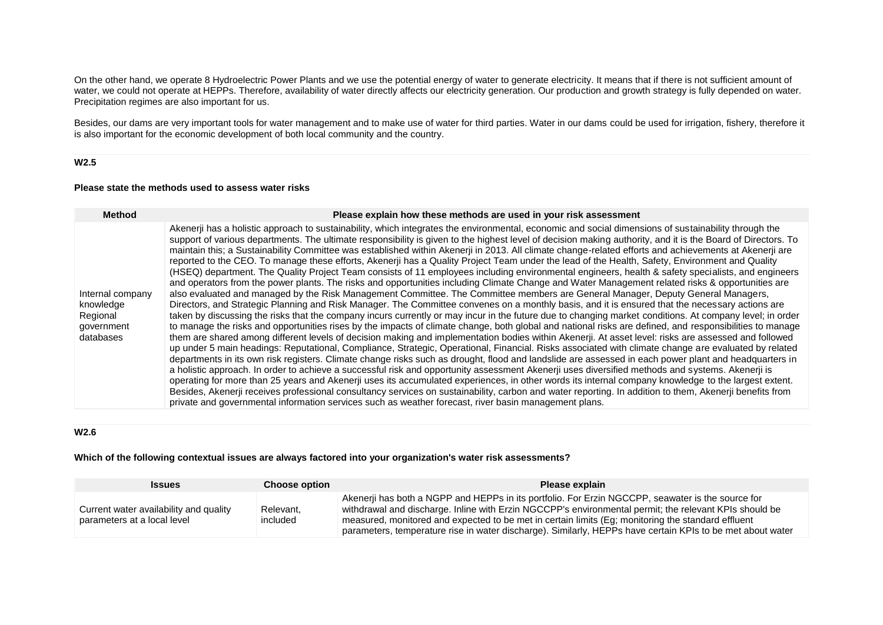On the other hand, we operate 8 Hydroelectric Power Plants and we use the potential energy of water to generate electricity. It means that if there is not sufficient amount of water, we could not operate at HEPPs. Therefore, availability of water directly affects our electricity generation. Our production and growth strategy is fully depended on water. Precipitation regimes are also important for us.

Besides, our dams are very important tools for water management and to make use of water for third parties. Water in our dams could be used for irrigation, fishery, therefore it is also important for the economic development of both local community and the country.

### W2.5

**Please state the methods used to assess water risks**

| Method | Please explain how these methods are used in your risk assessment |
|---|---|
| Internal company knowledge<br>Regional government databases | Akenerji has a holistic approach to sustainability, which integrates the environmental, economic and social dimensions of sustainability through the support of various departments. The ultimate responsibility is given to the highest level of decision making authority, and it is the Board of Directors. To maintain this; a Sustainability Committee was established within Akenerji in 2013. All climate change-related efforts and achievements at Akenerji are reported to the CEO. To manage these efforts, Akenerji has a Quality Project Team under the lead of the Health, Safety, Environment and Quality (HSEQ) department. The Quality Project Team consists of 11 employees including environmental engineers, health & safety specialists, and engineers and operators from the power plants. The risks and opportunities including Climate Change and Water Management related risks & opportunities are also evaluated and managed by the Risk Management Committee. The Committee members are General Manager, Deputy General Managers, Directors, and Strategic Planning and Risk Manager. The Committee convenes on a monthly basis, and it is ensured that the necessary actions are taken by discussing the risks that the company incurs currently or may incur in the future due to changing market conditions. At company level; in order to manage the risks and opportunities rises by the impacts of climate change, both global and national risks are defined, and responsibilities to manage them are shared among different levels of decision making and implementation bodies within Akenerji. At asset level: risks are assessed and followed up under 5 main headings: Reputational, Compliance, Strategic, Operational, Financial. Risks associated with climate change are evaluated by related departments in its own risk registers. Climate change risks such as drought, flood and landslide are assessed in each power plant and headquarters in a holistic approach. In order to achieve a successful risk and opportunity assessment Akenerji uses diversified methods and systems. Akenerji is operating for more than 25 years and Akenerji uses its accumulated experiences, in other words its internal company knowledge to the largest extent. Besides, Akenerji receives professional consultancy services on sustainability, carbon and water reporting. In addition to them, Akenerji benefits from private and governmental information services such as weather forecast, river basin management plans. |

### W2.6

**Which of the following contextual issues are always factored into your organization's water risk assessments?**

| Issues | Choose option | Please explain |
|---|---|---|
| Current water availability and quality parameters at a local level | Relevant, included | Akenerji has both a NGPP and HEPPs in its portfolio. For Erzin NGCCPP, seawater is the source for withdrawal and discharge. Inline with Erzin NGCCPP's environmental permit; the relevant KPIs should be measured, monitored and expected to be met in certain limits (Eg; monitoring the standard effluent parameters, temperature rise in water discharge). Similarly, HEPPs have certain KPIs to be met about water |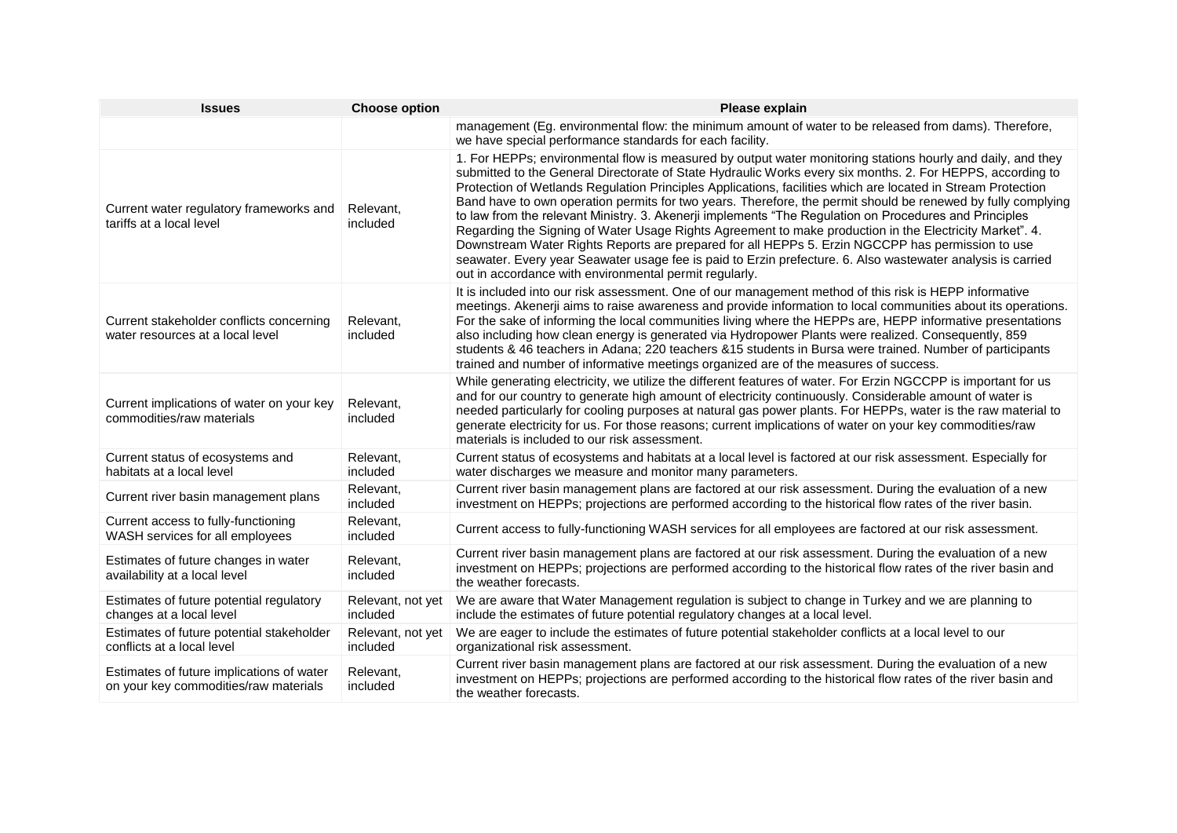| Issues | Choose option | Please explain |
|---|---|---|
| | | management (Eg. environmental flow: the minimum amount of water to be released from dams). Therefore, we have special performance standards for each facility. |
| Current water regulatory frameworks and tariffs at a local level | Relevant, included | 1. For HEPPs; environmental flow is measured by output water monitoring stations hourly and daily, and they submitted to the General Directorate of State Hydraulic Works every six months. 2. For HEPPS, according to Protection of Wetlands Regulation Principles Applications, facilities which are located in Stream Protection Band have to own operation permits for two years. Therefore, the permit should be renewed by fully complying to law from the relevant Ministry. 3. Akenerji implements "The Regulation on Procedures and Principles Regarding the Signing of Water Usage Rights Agreement to make production in the Electricity Market". 4. Downstream Water Rights Reports are prepared for all HEPPs 5. Erzin NGCCPP has permission to use seawater. Every year Seawater usage fee is paid to Erzin prefecture. 6. Also wastewater analysis is carried out in accordance with environmental permit regularly. |
| Current stakeholder conflicts concerning water resources at a local level | Relevant, included | It is included into our risk assessment. One of our management method of this risk is HEPP informative meetings. Akenerji aims to raise awareness and provide information to local communities about its operations. For the sake of informing the local communities living where the HEPPs are, HEPP informative presentations also including how clean energy is generated via Hydropower Plants were realized. Consequently, 859 students & 46 teachers in Adana; 220 teachers &15 students in Bursa were trained. Number of participants trained and number of informative meetings organized are of the measures of success. |
| Current implications of water on your key commodities/raw materials | Relevant, included | While generating electricity, we utilize the different features of water. For Erzin NGCCPP is important for us and for our country to generate high amount of electricity continuously. Considerable amount of water is needed particularly for cooling purposes at natural gas power plants. For HEPPs, water is the raw material to generate electricity for us. For those reasons; current implications of water on your key commodities/raw materials is included to our risk assessment. |
| Current status of ecosystems and habitats at a local level | Relevant, included | Current status of ecosystems and habitats at a local level is factored at our risk assessment. Especially for water discharges we measure and monitor many parameters. |
| Current river basin management plans | Relevant, included | Current river basin management plans are factored at our risk assessment. During the evaluation of a new investment on HEPPs; projections are performed according to the historical flow rates of the river basin. |
| Current access to fully-functioning WASH services for all employees | Relevant, included | Current access to fully-functioning WASH services for all employees are factored at our risk assessment. |
| Estimates of future changes in water availability at a local level | Relevant, included | Current river basin management plans are factored at our risk assessment. During the evaluation of a new investment on HEPPs; projections are performed according to the historical flow rates of the river basin and the weather forecasts. |
| Estimates of future potential regulatory changes at a local level | Relevant, not yet included | We are aware that Water Management regulation is subject to change in Turkey and we are planning to include the estimates of future potential regulatory changes at a local level. |
| Estimates of future potential stakeholder conflicts at a local level | Relevant, not yet included | We are eager to include the estimates of future potential stakeholder conflicts at a local level to our organizational risk assessment. |
| Estimates of future implications of water on your key commodities/raw materials | Relevant, included | Current river basin management plans are factored at our risk assessment. During the evaluation of a new investment on HEPPs; projections are performed according to the historical flow rates of the river basin and the weather forecasts. |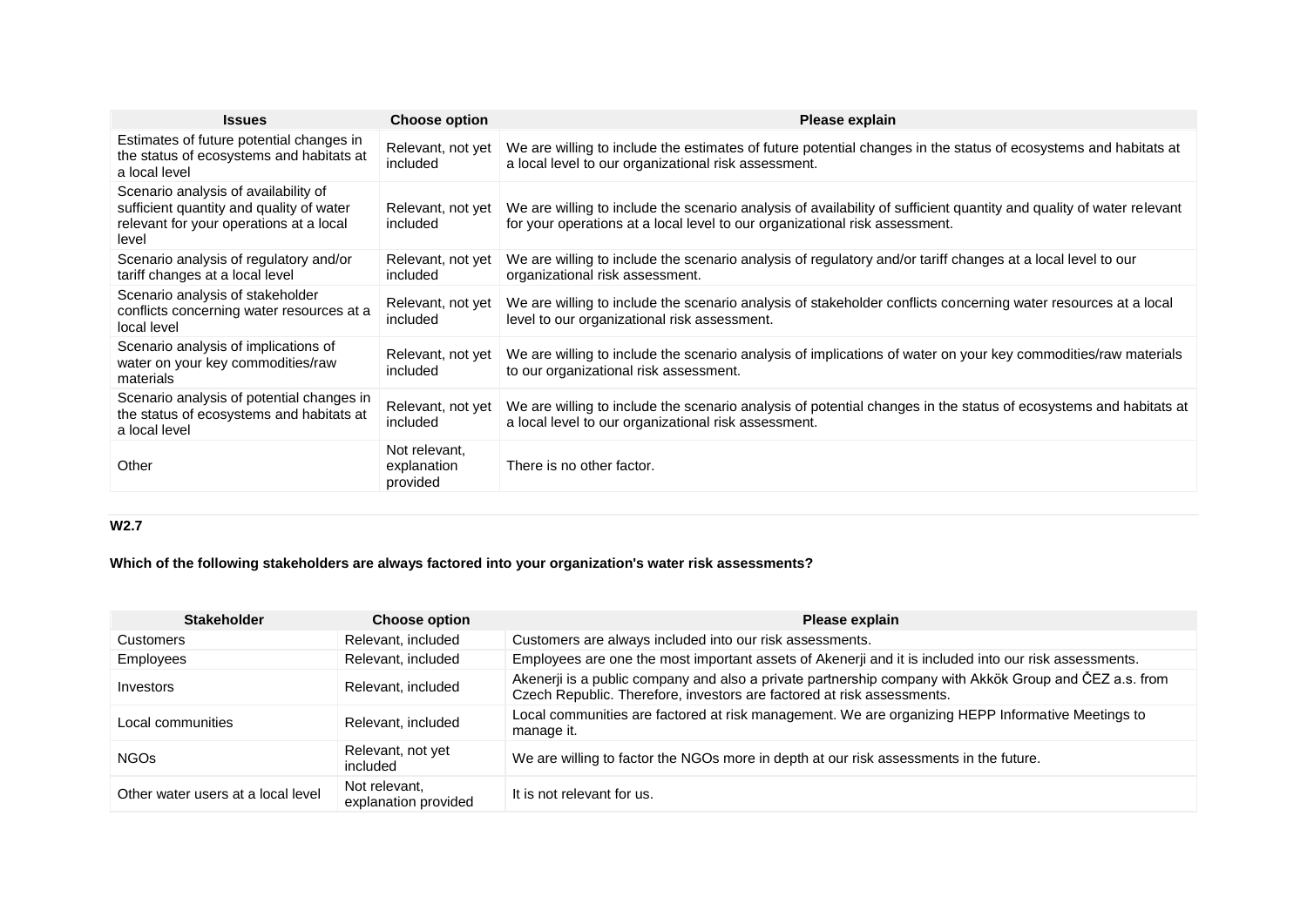| Issues | Choose option | Please explain |
|---|---|---|
| Estimates of future potential changes in the status of ecosystems and habitats at a local level | Relevant, not yet included | We are willing to include the estimates of future potential changes in the status of ecosystems and habitats at a local level to our organizational risk assessment. |
| Scenario analysis of availability of sufficient quantity and quality of water relevant for your operations at a local level | Relevant, not yet included | We are willing to include the scenario analysis of availability of sufficient quantity and quality of water relevant for your operations at a local level to our organizational risk assessment. |
| Scenario analysis of regulatory and/or tariff changes at a local level | Relevant, not yet included | We are willing to include the scenario analysis of regulatory and/or tariff changes at a local level to our organizational risk assessment. |
| Scenario analysis of stakeholder conflicts concerning water resources at a local level | Relevant, not yet included | We are willing to include the scenario analysis of stakeholder conflicts concerning water resources at a local level to our organizational risk assessment. |
| Scenario analysis of implications of water on your key commodities/raw materials | Relevant, not yet included | We are willing to include the scenario analysis of implications of water on your key commodities/raw materials to our organizational risk assessment. |
| Scenario analysis of potential changes in the status of ecosystems and habitats at a local level | Relevant, not yet included | We are willing to include the scenario analysis of potential changes in the status of ecosystems and habitats at a local level to our organizational risk assessment. |
| Other | Not relevant, explanation provided | There is no other factor. |

**W2.7**

**Which of the following stakeholders are always factored into your organization's water risk assessments?**

| Stakeholder | Choose option | Please explain |
|---|---|---|
| Customers | Relevant, included | Customers are always included into our risk assessments. |
| Employees | Relevant, included | Employees are one the most important assets of Akenerji and it is included into our risk assessments. |
| Investors | Relevant, included | Akenerji is a public company and also a private partnership company with Akkök Group and ČEZ a.s. from Czech Republic. Therefore, investors are factored at risk assessments. |
| Local communities | Relevant, included | Local communities are factored at risk management. We are organizing HEPP Informative Meetings to manage it. |
| NGOs | Relevant, not yet included | We are willing to factor the NGOs more in depth at our risk assessments in the future. |
| Other water users at a local level | Not relevant, explanation provided | It is not relevant for us. |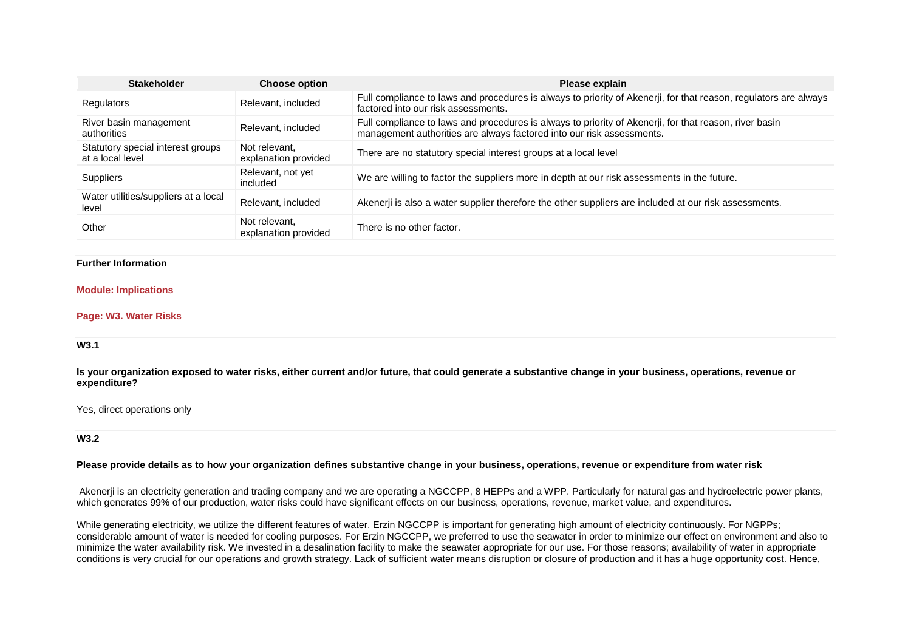| Stakeholder | Choose option | Please explain |
|---|---|---|
| Regulators | Relevant, included | Full compliance to laws and procedures is always to priority of Akenerji, for that reason, regulators are always factored into our risk assessments. |
| River basin management authorities | Relevant, included | Full compliance to laws and procedures is always to priority of Akenerji, for that reason, river basin management authorities are always factored into our risk assessments. |
| Statutory special interest groups at a local level | Not relevant, explanation provided | There are no statutory special interest groups at a local level |
| Suppliers | Relevant, not yet included | We are willing to factor the suppliers more in depth at our risk assessments in the future. |
| Water utilities/suppliers at a local level | Relevant, included | Akenerji is also a water supplier therefore the other suppliers are included at our risk assessments. |
| Other | Not relevant, explanation provided | There is no other factor. |

**Further Information**

**Module: Implications**

**Page: W3. Water Risks**

**W3.1**

**Is your organization exposed to water risks, either current and/or future, that could generate a substantive change in your business, operations, revenue or expenditure?**

Yes, direct operations only

**W3.2**

**Please provide details as to how your organization defines substantive change in your business, operations, revenue or expenditure from water risk**

Akenerji is an electricity generation and trading company and we are operating a NGCCPP, 8 HEPPs and a WPP. Particularly for natural gas and hydroelectric power plants, which generates 99% of our production, water risks could have significant effects on our business, operations, revenue, market value, and expenditures.

While generating electricity, we utilize the different features of water. Erzin NGCCPP is important for generating high amount of electricity continuously. For NGPPs; considerable amount of water is needed for cooling purposes. For Erzin NGCCPP, we preferred to use the seawater in order to minimize our effect on environment and also to minimize the water availability risk. We invested in a desalination facility to make the seawater appropriate for our use. For those reasons; availability of water in appropriate conditions is very crucial for our operations and growth strategy. Lack of sufficient water means disruption or closure of production and it has a huge opportunity cost. Hence,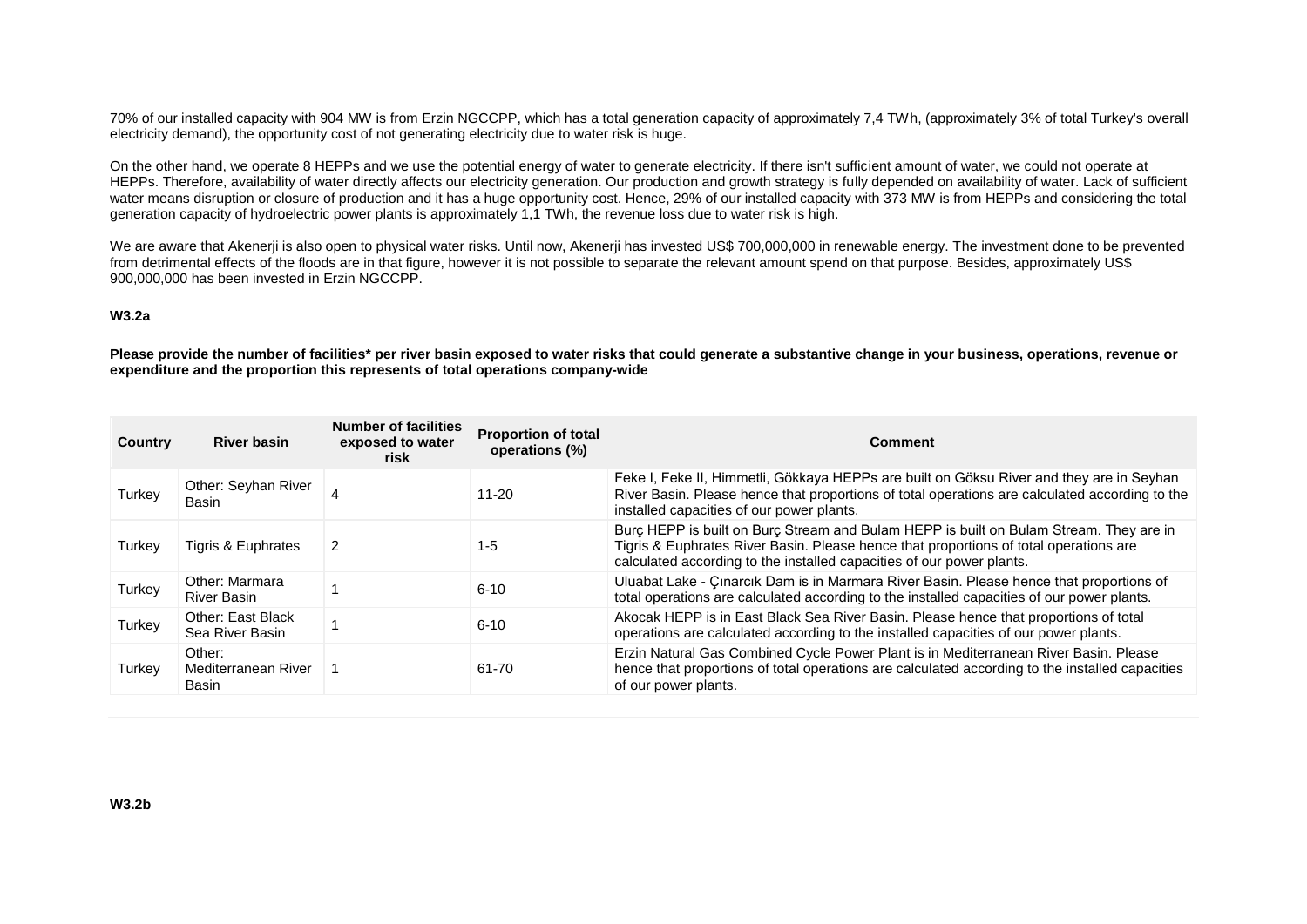70% of our installed capacity with 904 MW is from Erzin NGCCPP, which has a total generation capacity of approximately 7,4 TWh, (approximately 3% of total Turkey's overall electricity demand), the opportunity cost of not generating electricity due to water risk is huge.

On the other hand, we operate 8 HEPPs and we use the potential energy of water to generate electricity. If there isn't sufficient amount of water, we could not operate at HEPPs. Therefore, availability of water directly affects our electricity generation. Our production and growth strategy is fully depended on availability of water. Lack of sufficient water means disruption or closure of production and it has a huge opportunity cost. Hence, 29% of our installed capacity with 373 MW is from HEPPs and considering the total generation capacity of hydroelectric power plants is approximately 1,1 TWh, the revenue loss due to water risk is high.

We are aware that Akenerji is also open to physical water risks. Until now, Akenerji has invested US$ 700,000,000 in renewable energy. The investment done to be prevented from detrimental effects of the floods are in that figure, however it is not possible to separate the relevant amount spend on that purpose. Besides, approximately US$ 900,000,000 has been invested in Erzin NGCCPP.

**W3.2a**

**Please provide the number of facilities* per river basin exposed to water risks that could generate a substantive change in your business, operations, revenue or expenditure and the proportion this represents of total operations company-wide**

| Country | River basin | Number of facilities exposed to water risk | Proportion of total operations (%) | Comment |
|---|---|---|---|---|
| Turkey | Other: Seyhan River Basin | 4 | 11-20 | Feke I, Feke II, Himmetli, Gökkaya HEPPs are built on Göksu River and they are in Seyhan River Basin. Please hence that proportions of total operations are calculated according to the installed capacities of our power plants. |
| Turkey | Tigris & Euphrates | 2 | 1-5 | Burç HEPP is built on Burç Stream and Bulam HEPP is built on Bulam Stream. They are in Tigris & Euphrates River Basin. Please hence that proportions of total operations are calculated according to the installed capacities of our power plants. |
| Turkey | Other: Marmara River Basin | 1 | 6-10 | Uluabat Lake - Çınarcık Dam is in Marmara River Basin. Please hence that proportions of total operations are calculated according to the installed capacities of our power plants. |
| Turkey | Other: East Black Sea River Basin | 1 | 6-10 | Akocak HEPP is in East Black Sea River Basin. Please hence that proportions of total operations are calculated according to the installed capacities of our power plants. |
| Turkey | Other: Mediterranean River Basin | 1 | 61-70 | Erzin Natural Gas Combined Cycle Power Plant is in Mediterranean River Basin. Please hence that proportions of total operations are calculated according to the installed capacities of our power plants. |

**W3.2b**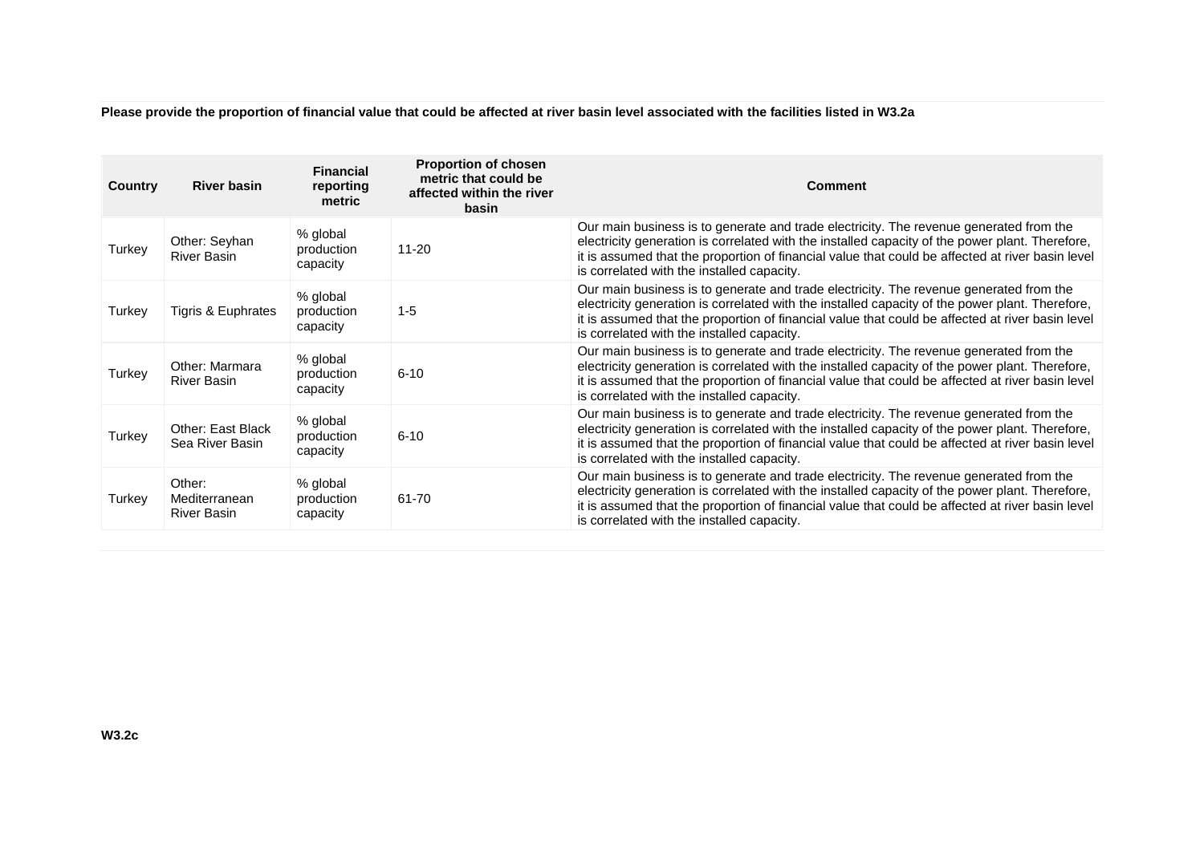**Please provide the proportion of financial value that could be affected at river basin level associated with the facilities listed in W3.2a**

| Country | River basin | Financial reporting metric | Proportion of chosen metric that could be affected within the river basin | Comment |
|---|---|---|---|---|
| Turkey | Other: Seyhan River Basin | % global production capacity | 11-20 | Our main business is to generate and trade electricity. The revenue generated from the electricity generation is correlated with the installed capacity of the power plant. Therefore, it is assumed that the proportion of financial value that could be affected at river basin level is correlated with the installed capacity. |
| Turkey | Tigris & Euphrates | % global production capacity | 1-5 | Our main business is to generate and trade electricity. The revenue generated from the electricity generation is correlated with the installed capacity of the power plant. Therefore, it is assumed that the proportion of financial value that could be affected at river basin level is correlated with the installed capacity. |
| Turkey | Other: Marmara River Basin | % global production capacity | 6-10 | Our main business is to generate and trade electricity. The revenue generated from the electricity generation is correlated with the installed capacity of the power plant. Therefore, it is assumed that the proportion of financial value that could be affected at river basin level is correlated with the installed capacity. |
| Turkey | Other: East Black Sea River Basin | % global production capacity | 6-10 | Our main business is to generate and trade electricity. The revenue generated from the electricity generation is correlated with the installed capacity of the power plant. Therefore, it is assumed that the proportion of financial value that could be affected at river basin level is correlated with the installed capacity. |
| Turkey | Other: Mediterranean River Basin | % global production capacity | 61-70 | Our main business is to generate and trade electricity. The revenue generated from the electricity generation is correlated with the installed capacity of the power plant. Therefore, it is assumed that the proportion of financial value that could be affected at river basin level is correlated with the installed capacity. |

**W3.2c**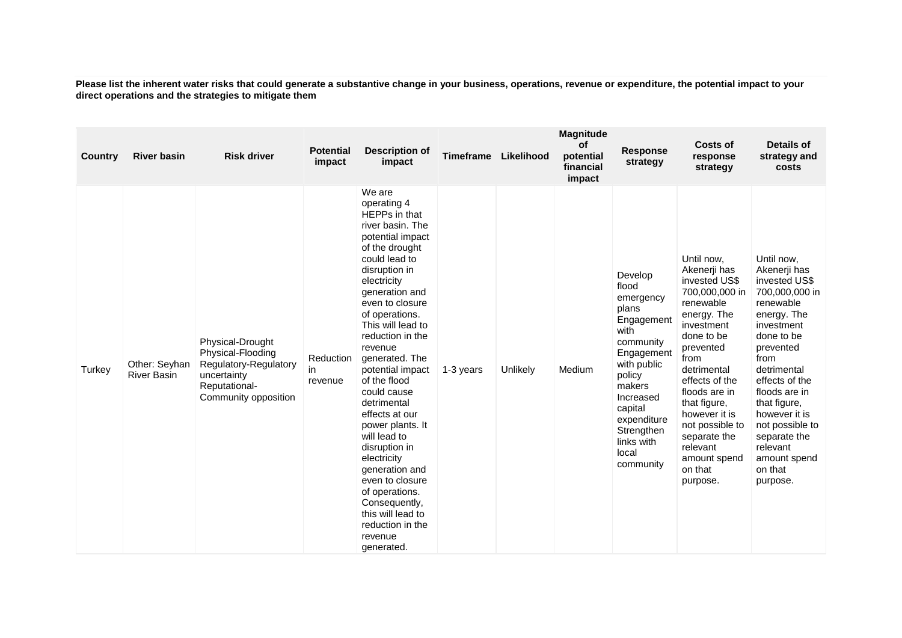**Please list the inherent water risks that could generate a substantive change in your business, operations, revenue or expenditure, the potential impact to your direct operations and the strategies to mitigate them**

| Country | River basin | Risk driver | Potential impact | Description of impact | Timeframe | Likelihood | Magnitude of potential financial impact | Response strategy | Costs of response strategy | Details of strategy and costs |
|---|---|---|---|---|---|---|---|---|---|---|
| Turkey | Other: Seyhan River Basin | Physical-Drought Physical-Flooding Regulatory-Regulatory uncertainty Reputational-Community opposition | Reduction in revenue | We are operating 4 HEPPs in that river basin. The potential impact of the drought could lead to disruption in electricity generation and even to closure of operations. This will lead to reduction in the revenue generated. The potential impact of the flood could cause detrimental effects at our power plants. It will lead to disruption in electricity generation and even to closure of operations. Consequently, this will lead to reduction in the revenue generated. | 1-3 years | Unlikely | Medium | Develop flood emergency plans Engagement with community Engagement with public policy makers Increased capital expenditure Strengthen links with local community | Until now, Akenerji has invested US$ 700,000,000 in renewable energy. The investment done to be prevented from detrimental effects of the floods are in that figure, however it is not possible to separate the relevant amount spend on that purpose. | Until now, Akenerji has invested US$ 700,000,000 in renewable energy. The investment done to be prevented from detrimental effects of the floods are in that figure, however it is not possible to separate the relevant amount spend on that purpose. |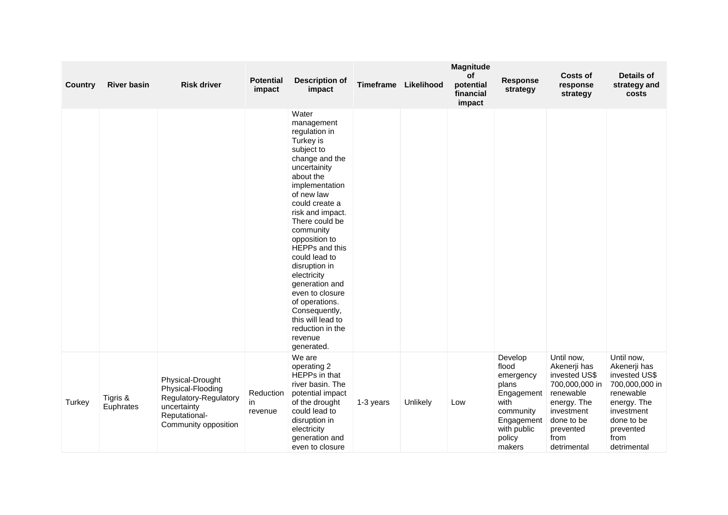| Country | River basin | Risk driver | Potential impact | Description of impact | Timeframe | Likelihood | Magnitude of potential financial impact | Response strategy | Costs of response strategy | Details of strategy and costs |
|---|---|---|---|---|---|---|---|---|---|---|
| | | | | Water management regulation in Turkey is subject to change and the uncertainity about the implementation of new law could create a risk and impact. There could be community opposition to HEPPs and this could lead to disruption in electricity generation and even to closure of operations. Consequently, this will lead to reduction in the revenue generated. | | | | | | |
| Turkey | Tigris & Euphrates | Physical-Drought Physical-Flooding Regulatory-Regulatory uncertainty Reputational-Community opposition | Reduction in revenue | We are operating 2 HEPPs in that river basin. The potential impact of the drought could lead to disruption in electricity generation and even to closure | 1-3 years | Unlikely | Low | Develop flood emergency plans Engagement with community Engagement with public policy makers | Until now, Akenerji has invested US$ 700,000,000 in renewable energy. The investment done to be prevented from detrimental | Until now, Akenerji has invested US$ 700,000,000 in renewable energy. The investment done to be prevented from detrimental |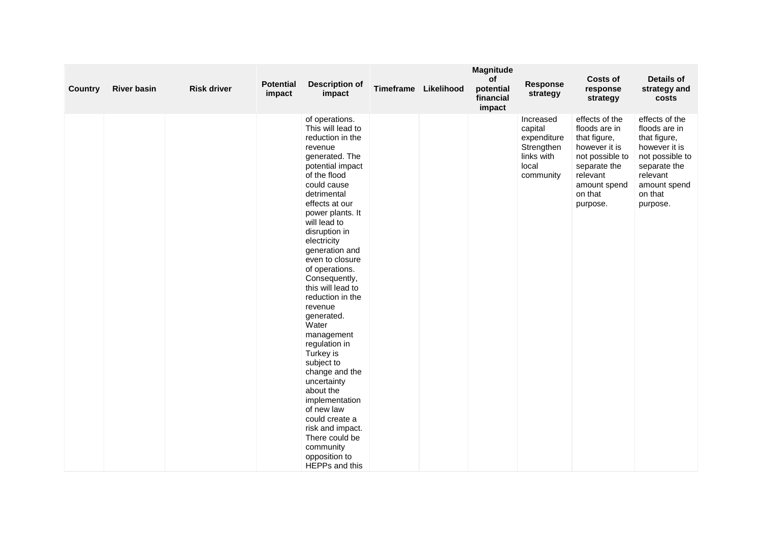| Country | River basin | Risk driver | Potential impact | Description of impact | Timeframe | Likelihood | Magnitude of potential financial impact | Response strategy | Costs of response strategy | Details of strategy and costs |
|---|---|---|---|---|---|---|---|---|---|---|
| | | | | of operations. This will lead to reduction in the revenue generated. The potential impact of the flood could cause detrimental effects at our power plants. It will lead to disruption in electricity generation and even to closure of operations. Consequently, this will lead to reduction in the revenue generated. Water management regulation in Turkey is subject to change and the uncertainty about the implementation of new law could create a risk and impact. There could be community opposition to HEPPs and this | | | | Increased capital expenditure Strengthen links with local community | effects of the floods are in that figure, however it is not possible to separate the relevant amount spend on that purpose. | effects of the floods are in that figure, however it is not possible to separate the relevant amount spend on that purpose. |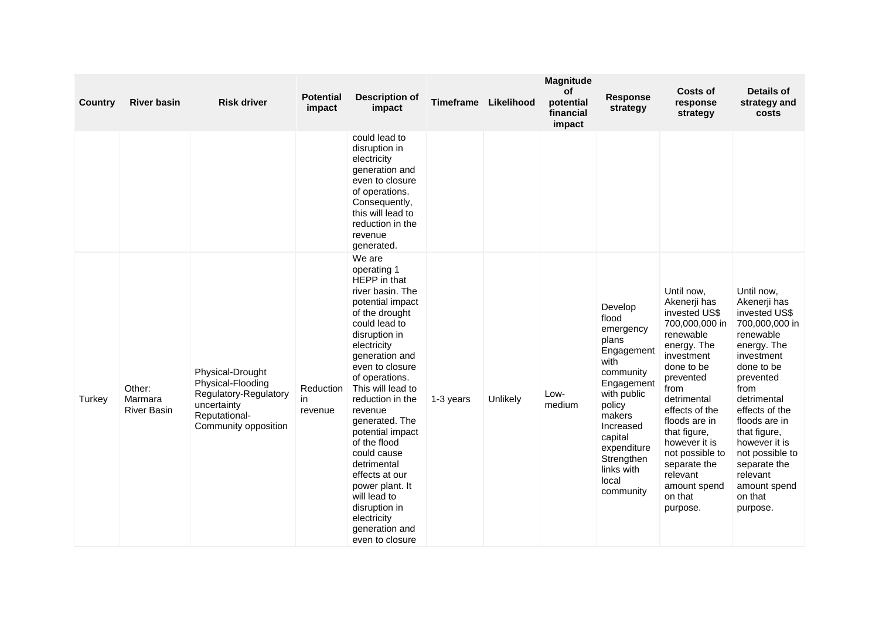| Country | River basin | Risk driver | Potential impact | Description of impact | Timeframe | Likelihood | Magnitude of potential financial impact | Response strategy | Costs of response strategy | Details of strategy and costs |
|---|---|---|---|---|---|---|---|---|---|---|
| | | | | could lead to disruption in electricity generation and even to closure of operations. Consequently, this will lead to reduction in the revenue generated. | | | | | | |
| Turkey | Other: Marmara River Basin | Physical-Drought Physical-Flooding Regulatory-Regulatory uncertainty Reputational-Community opposition | Reduction in revenue | We are operating 1 HEPP in that river basin. The potential impact of the drought could lead to disruption in electricity generation and even to closure of operations. This will lead to reduction in the revenue generated. The potential impact of the flood could cause detrimental effects at our power plant. It will lead to disruption in electricity generation and even to closure | 1-3 years | Unlikely | Low-medium | Develop flood emergency plans Engagement with community Engagement with public policy makers Increased capital expenditure Strengthen links with local community | Until now, Akenerji has invested US$ 700,000,000 in renewable energy. The investment done to be prevented from detrimental effects of the floods are in that figure, however it is not possible to separate the relevant amount spend on that purpose. | Until now, Akenerji has invested US$ 700,000,000 in renewable energy. The investment done to be prevented from detrimental effects of the floods are in that figure, however it is not possible to separate the relevant amount spend on that purpose. |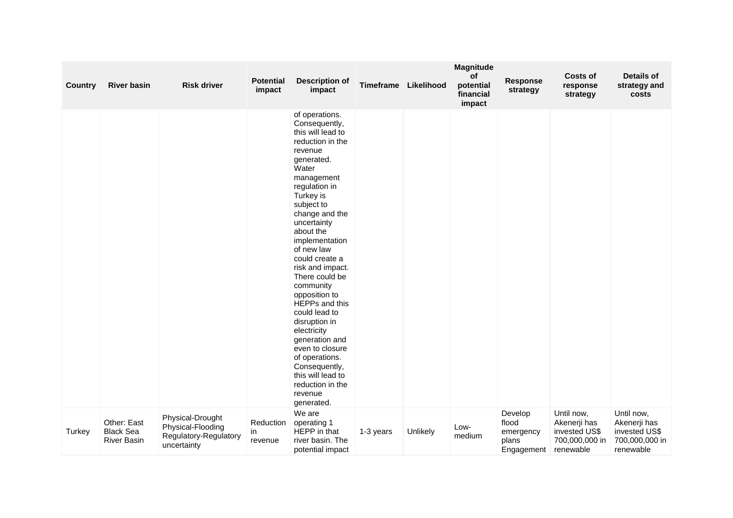| Country | River basin | Risk driver | Potential impact | Description of impact | Timeframe | Likelihood | Magnitude of potential financial impact | Response strategy | Costs of response strategy | Details of strategy and costs |
|---|---|---|---|---|---|---|---|---|---|---|
| | | | | of operations. Consequently, this will lead to reduction in the revenue generated. Water management regulation in Turkey is subject to change and the uncertainty about the implementation of new law could create a risk and impact. There could be community opposition to HEPPs and this could lead to disruption in electricity generation and even to closure of operations. Consequently, this will lead to reduction in the revenue generated. | | | | | | |
| Turkey | Other: East Black Sea River Basin | Physical-Drought Physical-Flooding Regulatory-Regulatory uncertainty | Reduction in revenue | We are operating 1 HEPP in that river basin. The potential impact | 1-3 years | Unlikely | Low-medium | Develop flood emergency plans Engagement | Until now, Akenerji has invested US$ 700,000,000 in renewable | Until now, Akenerji has invested US$ 700,000,000 in renewable |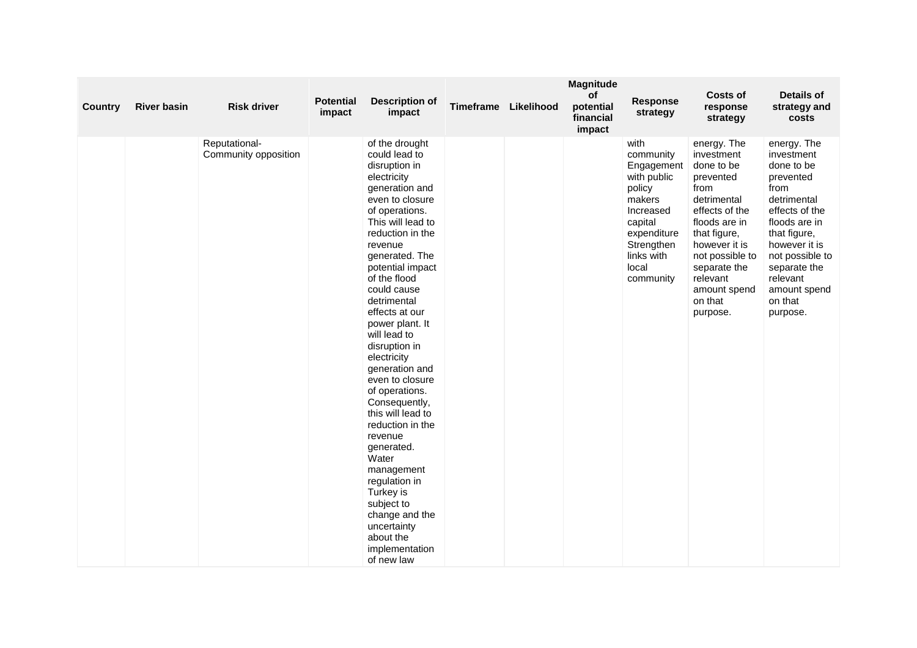| Country | River basin | Risk driver | Potential impact | Description of impact | Timeframe | Likelihood | Magnitude of potential financial impact | Response strategy | Costs of response strategy | Details of strategy and costs |
|---|---|---|---|---|---|---|---|---|---|---|
| | | Reputational-Community opposition | | of the drought could lead to disruption in electricity generation and even to closure of operations. This will lead to reduction in the revenue generated. The potential impact of the flood could cause detrimental effects at our power plant. It will lead to disruption in electricity generation and even to closure of operations. Consequently, this will lead to reduction in the revenue generated. Water management regulation in Turkey is subject to change and the uncertainty about the implementation of new law | | | | with community Engagement with public policy makers Increased capital expenditure Strengthen links with local community | energy. The investment done to be prevented from detrimental effects of the floods are in that figure, however it is not possible to separate the relevant amount spend on that purpose. | energy. The investment done to be prevented from detrimental effects of the floods are in that figure, however it is not possible to separate the relevant amount spend on that purpose. |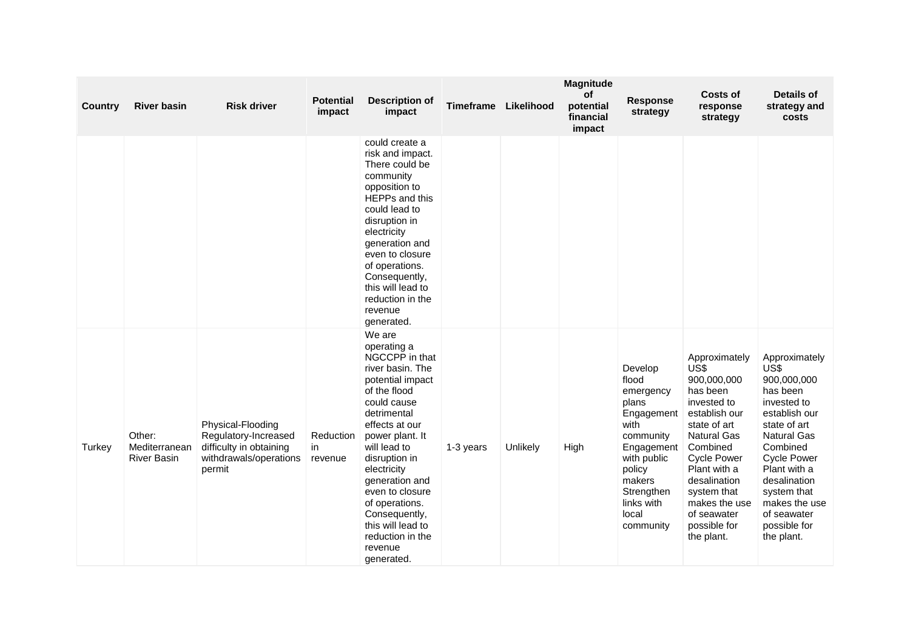| Country | River basin | Risk driver | Potential impact | Description of impact | Timeframe | Likelihood | Magnitude of potential financial impact | Response strategy | Costs of response strategy | Details of strategy and costs |
|---|---|---|---|---|---|---|---|---|---|---|
| | | | | could create a risk and impact. There could be community opposition to HEPPs and this could lead to disruption in electricity generation and even to closure of operations. Consequently, this will lead to reduction in the revenue generated. | | | | | | |
| Turkey | Other: Mediterranean River Basin | Physical-Flooding Regulatory-Increased difficulty in obtaining withdrawals/operations permit | Reduction in revenue | We are operating a NGCCPP in that river basin. The potential impact of the flood could cause detrimental effects at our power plant. It will lead to disruption in electricity generation and even to closure of operations. Consequently, this will lead to reduction in the revenue generated. | 1-3 years | Unlikely | High | Develop flood emergency plans Engagement with community Engagement with public policy makers Strengthen links with local community | Approximately US$ 900,000,000 has been invested to establish our state of art Natural Gas Combined Cycle Power Plant with a desalination system that makes the use of seawater possible for the plant. | Approximately US$ 900,000,000 has been invested to establish our state of art Natural Gas Combined Cycle Power Plant with a desalination system that makes the use of seawater possible for the plant. |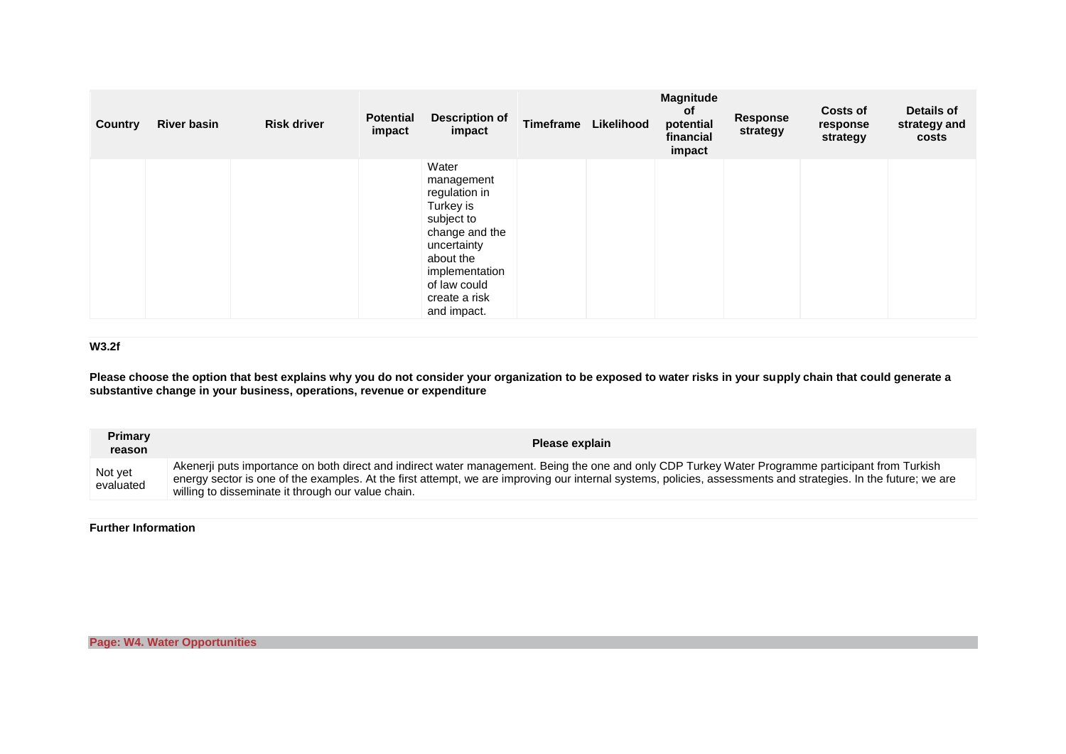| Country | River basin | Risk driver | Potential impact | Description of impact | Timeframe | Likelihood | Magnitude of potential financial impact | Response strategy | Costs of response strategy | Details of strategy and costs |
|---|---|---|---|---|---|---|---|---|---|---|
| | | | | Water management regulation in Turkey is subject to change and the uncertainty about the implementation of law could create a risk and impact. | | | | | | |

**W3.2f**

**Please choose the option that best explains why you do not consider your organization to be exposed to water risks in your supply chain that could generate a substantive change in your business, operations, revenue or expenditure**

| Primary reason | Please explain |
|---|---|
| Not yet evaluated | Akenerji puts importance on both direct and indirect water management. Being the one and only CDP Turkey Water Programme participant from Turkish energy sector is one of the examples. At the first attempt, we are improving our internal systems, policies, assessments and strategies. In the future; we are willing to disseminate it through our value chain. |

**Further Information**

**Page: W4. Water Opportunities**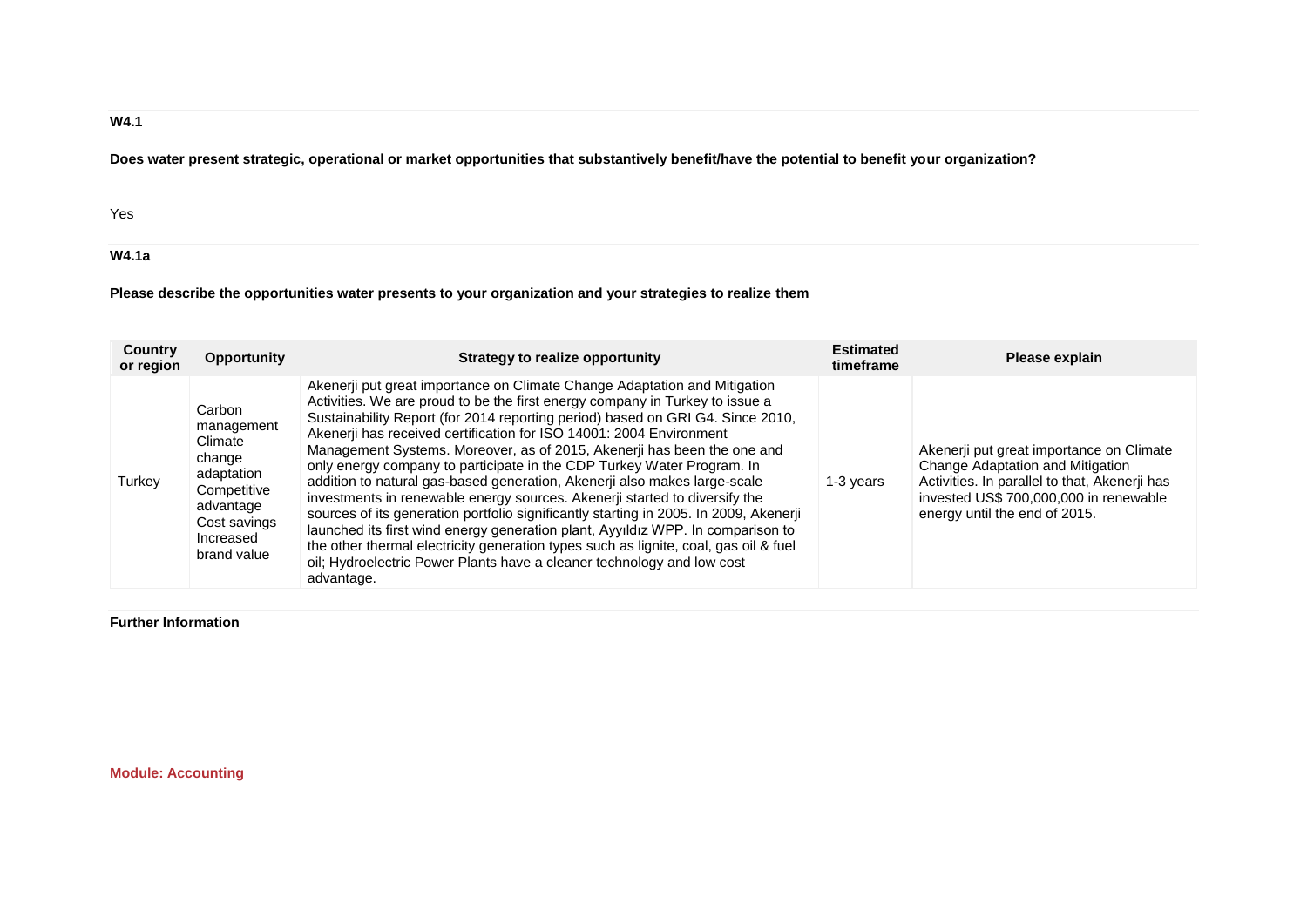**W4.1**

**Does water present strategic, operational or market opportunities that substantively benefit/have the potential to benefit your organization?**

Yes

**W4.1a**

**Please describe the opportunities water presents to your organization and your strategies to realize them**

| Country or region | Opportunity | Strategy to realize opportunity | Estimated timeframe | Please explain |
|---|---|---|---|---|
| Turkey | Carbon management Climate change adaptation Competitive advantage Cost savings Increased brand value | Akenerji put great importance on Climate Change Adaptation and Mitigation Activities. We are proud to be the first energy company in Turkey to issue a Sustainability Report (for 2014 reporting period) based on GRI G4. Since 2010, Akenerji has received certification for ISO 14001: 2004 Environment Management Systems. Moreover, as of 2015, Akenerji has been the one and only energy company to participate in the CDP Turkey Water Program. In addition to natural gas-based generation, Akenerji also makes large-scale investments in renewable energy sources. Akenerji started to diversify the sources of its generation portfolio significantly starting in 2005. In 2009, Akenerji launched its first wind energy generation plant, Ayyıldız WPP. In comparison to the other thermal electricity generation types such as lignite, coal, gas oil & fuel oil; Hydroelectric Power Plants have a cleaner technology and low cost advantage. | 1-3 years | Akenerji put great importance on Climate Change Adaptation and Mitigation Activities. In parallel to that, Akenerji has invested US$ 700,000,000 in renewable energy until the end of 2015. |

**Further Information**

**Module: Accounting**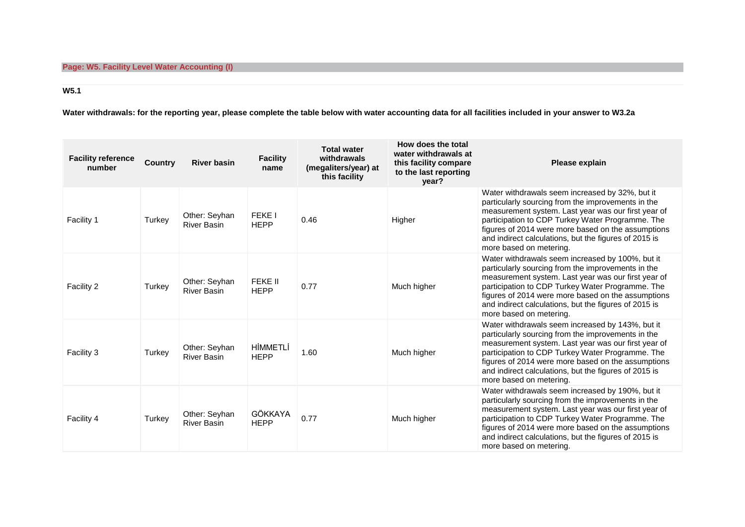## Page: W5. Facility Level Water Accounting (I)

### W5.1

**Water withdrawals: for the reporting year, please complete the table below with water accounting data for all facilities included in your answer to W3.2a**

| Facility reference number | Country | River basin | Facility name | Total water withdrawals (megaliters/year) at this facility | How does the total water withdrawals at this facility compare to the last reporting year? | Please explain |
|---|---|---|---|---|---|---|
| Facility 1 | Turkey | Other: Seyhan River Basin | FEKE I HEPP | 0.46 | Higher | Water withdrawals seem increased by 32%, but it particularly sourcing from the improvements in the measurement system. Last year was our first year of participation to CDP Turkey Water Programme. The figures of 2014 were more based on the assumptions and indirect calculations, but the figures of 2015 is more based on metering. |
| Facility 2 | Turkey | Other: Seyhan River Basin | FEKE II HEPP | 0.77 | Much higher | Water withdrawals seem increased by 100%, but it particularly sourcing from the improvements in the measurement system. Last year was our first year of participation to CDP Turkey Water Programme. The figures of 2014 were more based on the assumptions and indirect calculations, but the figures of 2015 is more based on metering. |
| Facility 3 | Turkey | Other: Seyhan River Basin | HİMMETLİ HEPP | 1.60 | Much higher | Water withdrawals seem increased by 143%, but it particularly sourcing from the improvements in the measurement system. Last year was our first year of participation to CDP Turkey Water Programme. The figures of 2014 were more based on the assumptions and indirect calculations, but the figures of 2015 is more based on metering. |
| Facility 4 | Turkey | Other: Seyhan River Basin | GÖKKAYA HEPP | 0.77 | Much higher | Water withdrawals seem increased by 190%, but it particularly sourcing from the improvements in the measurement system. Last year was our first year of participation to CDP Turkey Water Programme. The figures of 2014 were more based on the assumptions and indirect calculations, but the figures of 2015 is more based on metering. |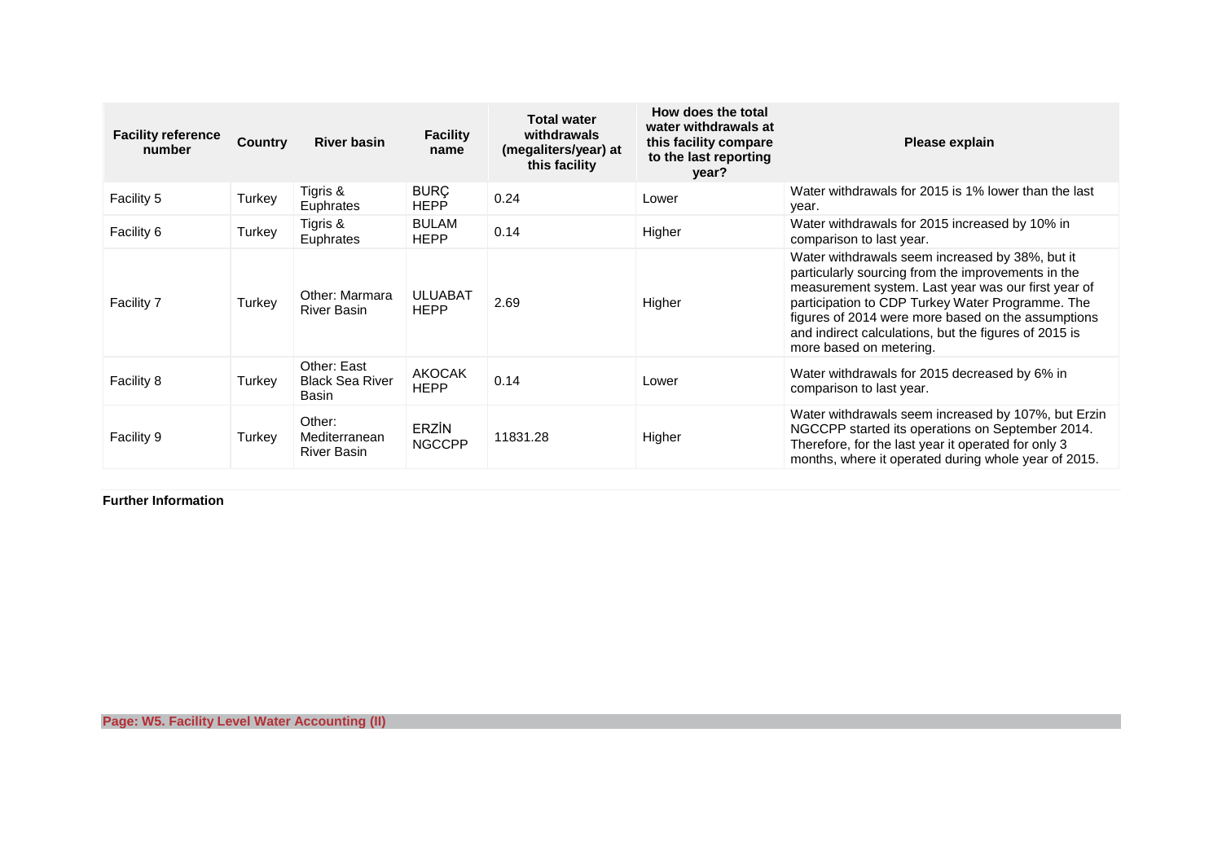| Facility reference number | Country | River basin | Facility name | Total water withdrawals (megaliters/year) at this facility | How does the total water withdrawals at this facility compare to the last reporting year? | Please explain |
|---|---|---|---|---|---|---|
| Facility 5 | Turkey | Tigris & Euphrates | BURÇ HEPP | 0.24 | Lower | Water withdrawals for 2015 is 1% lower than the last year. |
| Facility 6 | Turkey | Tigris & Euphrates | BULAM HEPP | 0.14 | Higher | Water withdrawals for 2015 increased by 10% in comparison to last year. |
| Facility 7 | Turkey | Other: Marmara River Basin | ULUABAT HEPP | 2.69 | Higher | Water withdrawals seem increased by 38%, but it particularly sourcing from the improvements in the measurement system. Last year was our first year of participation to CDP Turkey Water Programme. The figures of 2014 were more based on the assumptions and indirect calculations, but the figures of 2015 is more based on metering. |
| Facility 8 | Turkey | Other: East Black Sea River Basin | AKOCAK HEPP | 0.14 | Lower | Water withdrawals for 2015 decreased by 6% in comparison to last year. |
| Facility 9 | Turkey | Other: Mediterranean River Basin | ERZİN NGCCPP | 11831.28 | Higher | Water withdrawals seem increased by 107%, but Erzin NGCCPP started its operations on September 2014. Therefore, for the last year it operated for only 3 months, where it operated during whole year of 2015. |

**Further Information**

**Page: W5. Facility Level Water Accounting (II)**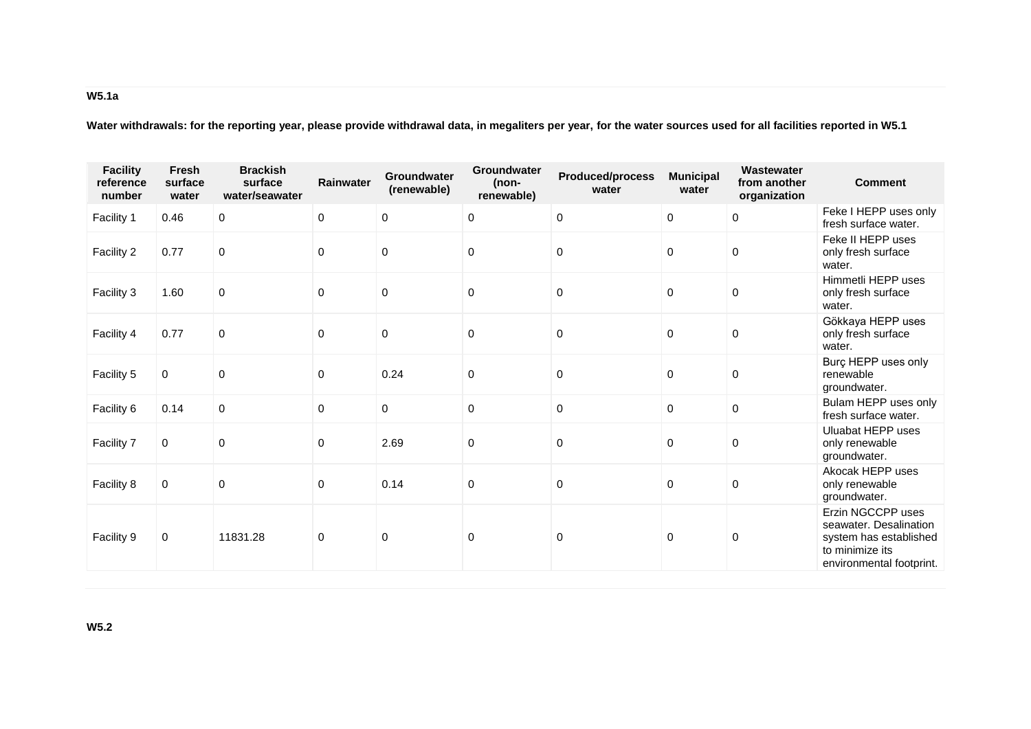**W5.1a**

**Water withdrawals: for the reporting year, please provide withdrawal data, in megaliters per year, for the water sources used for all facilities reported in W5.1**

| Facility reference number | Fresh surface water | Brackish surface water/seawater | Rainwater | Groundwater (renewable) | Groundwater (non-renewable) | Produced/process water | Municipal water | Wastewater from another organization | Comment |
|---|---|---|---|---|---|---|---|---|---|
| Facility 1 | 0.46 | 0 | 0 | 0 | 0 | 0 | 0 | 0 | Feke I HEPP uses only fresh surface water. |
| Facility 2 | 0.77 | 0 | 0 | 0 | 0 | 0 | 0 | 0 | Feke II HEPP uses only fresh surface water. |
| Facility 3 | 1.60 | 0 | 0 | 0 | 0 | 0 | 0 | 0 | Himmetli HEPP uses only fresh surface water. |
| Facility 4 | 0.77 | 0 | 0 | 0 | 0 | 0 | 0 | 0 | Gökkaya HEPP uses only fresh surface water. |
| Facility 5 | 0 | 0 | 0 | 0.24 | 0 | 0 | 0 | 0 | Burç HEPP uses only renewable groundwater. |
| Facility 6 | 0.14 | 0 | 0 | 0 | 0 | 0 | 0 | 0 | Bulam HEPP uses only fresh surface water. |
| Facility 7 | 0 | 0 | 0 | 2.69 | 0 | 0 | 0 | 0 | Uluabat HEPP uses only renewable groundwater. |
| Facility 8 | 0 | 0 | 0 | 0.14 | 0 | 0 | 0 | 0 | Akocak HEPP uses only renewable groundwater. |
| Facility 9 | 0 | 11831.28 | 0 | 0 | 0 | 0 | 0 | 0 | Erzin NGCCPP uses seawater. Desalination system has established to minimize its environmental footprint. |

**W5.2**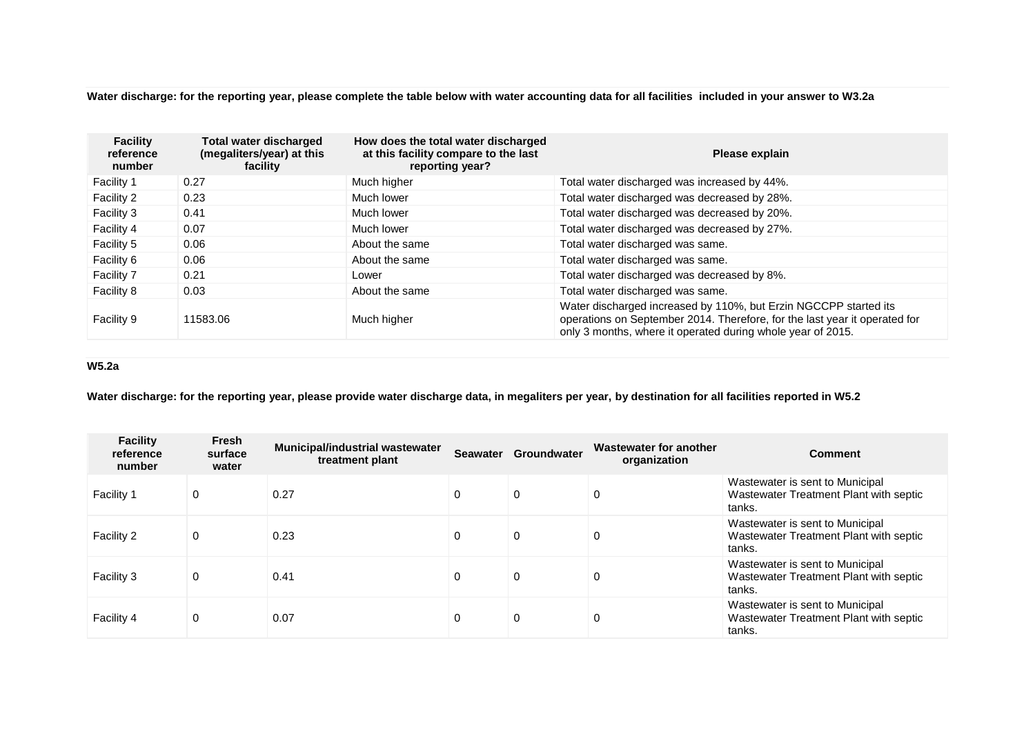**Water discharge: for the reporting year, please complete the table below with water accounting data for all facilities included in your answer to W3.2a**

| Facility reference number | Total water discharged (megaliters/year) at this facility | How does the total water discharged at this facility compare to the last reporting year? | Please explain |
|---|---|---|---|
| Facility 1 | 0.27 | Much higher | Total water discharged was increased by 44%. |
| Facility 2 | 0.23 | Much lower | Total water discharged was decreased by 28%. |
| Facility 3 | 0.41 | Much lower | Total water discharged was decreased by 20%. |
| Facility 4 | 0.07 | Much lower | Total water discharged was decreased by 27%. |
| Facility 5 | 0.06 | About the same | Total water discharged was same. |
| Facility 6 | 0.06 | About the same | Total water discharged was same. |
| Facility 7 | 0.21 | Lower | Total water discharged was decreased by 8%. |
| Facility 8 | 0.03 | About the same | Total water discharged was same. |
| Facility 9 | 11583.06 | Much higher | Water discharged increased by 110%, but Erzin NGCCPP started its operations on September 2014. Therefore, for the last year it operated for only 3 months, where it operated during whole year of 2015. |

**W5.2a**

**Water discharge: for the reporting year, please provide water discharge data, in megaliters per year, by destination for all facilities reported in W5.2**

| Facility reference number | Fresh surface water | Municipal/industrial wastewater treatment plant | Seawater | Groundwater | Wastewater for another organization | Comment |
|---|---|---|---|---|---|---|
| Facility 1 | 0 | 0.27 | 0 | 0 | 0 | Wastewater is sent to Municipal Wastewater Treatment Plant with septic tanks. |
| Facility 2 | 0 | 0.23 | 0 | 0 | 0 | Wastewater is sent to Municipal Wastewater Treatment Plant with septic tanks. |
| Facility 3 | 0 | 0.41 | 0 | 0 | 0 | Wastewater is sent to Municipal Wastewater Treatment Plant with septic tanks. |
| Facility 4 | 0 | 0.07 | 0 | 0 | 0 | Wastewater is sent to Municipal Wastewater Treatment Plant with septic tanks. |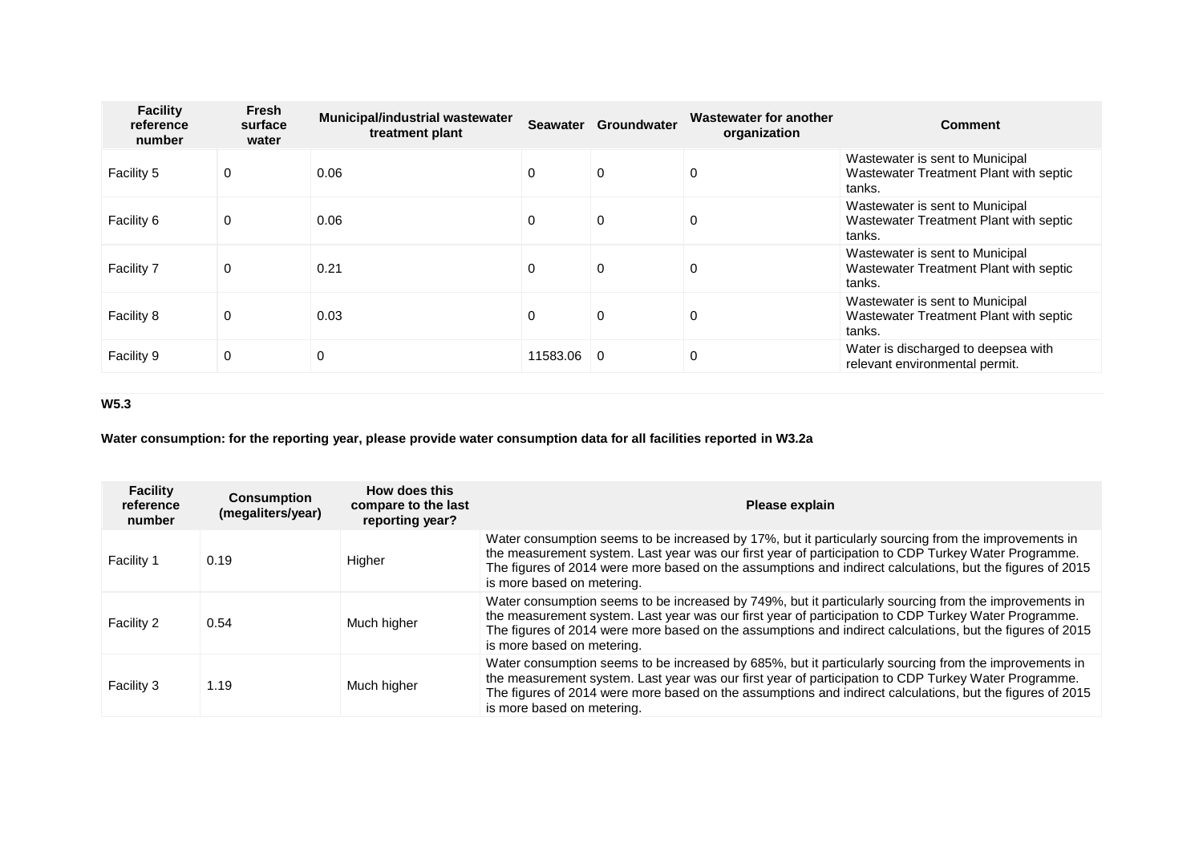| Facility reference number | Fresh surface water | Municipal/industrial wastewater treatment plant | Seawater | Groundwater | Wastewater for another organization | Comment |
|---|---|---|---|---|---|---|
| Facility 5 | 0 | 0.06 | 0 | 0 | 0 | Wastewater is sent to Municipal Wastewater Treatment Plant with septic tanks. |
| Facility 6 | 0 | 0.06 | 0 | 0 | 0 | Wastewater is sent to Municipal Wastewater Treatment Plant with septic tanks. |
| Facility 7 | 0 | 0.21 | 0 | 0 | 0 | Wastewater is sent to Municipal Wastewater Treatment Plant with septic tanks. |
| Facility 8 | 0 | 0.03 | 0 | 0 | 0 | Wastewater is sent to Municipal Wastewater Treatment Plant with septic tanks. |
| Facility 9 | 0 | 0 | 11583.06 | 0 | 0 | Water is discharged to deepsea with relevant environmental permit. |

**W5.3**

**Water consumption: for the reporting year, please provide water consumption data for all facilities reported in W3.2a**

| Facility reference number | Consumption (megaliters/year) | How does this compare to the last reporting year? | Please explain |
|---|---|---|---|
| Facility 1 | 0.19 | Higher | Water consumption seems to be increased by 17%, but it particularly sourcing from the improvements in the measurement system. Last year was our first year of participation to CDP Turkey Water Programme. The figures of 2014 were more based on the assumptions and indirect calculations, but the figures of 2015 is more based on metering. |
| Facility 2 | 0.54 | Much higher | Water consumption seems to be increased by 749%, but it particularly sourcing from the improvements in the measurement system. Last year was our first year of participation to CDP Turkey Water Programme. The figures of 2014 were more based on the assumptions and indirect calculations, but the figures of 2015 is more based on metering. |
| Facility 3 | 1.19 | Much higher | Water consumption seems to be increased by 685%, but it particularly sourcing from the improvements in the measurement system. Last year was our first year of participation to CDP Turkey Water Programme. The figures of 2014 were more based on the assumptions and indirect calculations, but the figures of 2015 is more based on metering. |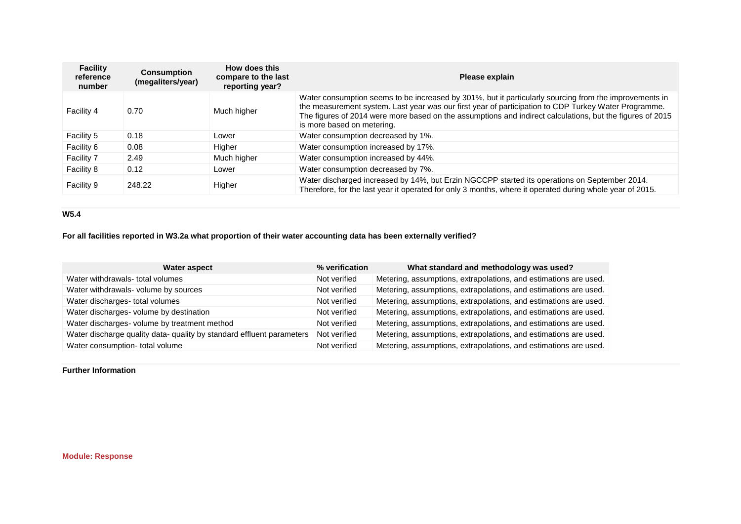| Facility reference number | Consumption (megaliters/year) | How does this compare to the last reporting year? | Please explain |
|---|---|---|---|
| Facility 4 | 0.70 | Much higher | Water consumption seems to be increased by 301%, but it particularly sourcing from the improvements in the measurement system. Last year was our first year of participation to CDP Turkey Water Programme. The figures of 2014 were more based on the assumptions and indirect calculations, but the figures of 2015 is more based on metering. |
| Facility 5 | 0.18 | Lower | Water consumption decreased by 1%. |
| Facility 6 | 0.08 | Higher | Water consumption increased by 17%. |
| Facility 7 | 2.49 | Much higher | Water consumption increased by 44%. |
| Facility 8 | 0.12 | Lower | Water consumption decreased by 7%. |
| Facility 9 | 248.22 | Higher | Water discharged increased by 14%, but Erzin NGCCPP started its operations on September 2014. Therefore, for the last year it operated for only 3 months, where it operated during whole year of 2015. |

**W5.4**

**For all facilities reported in W3.2a what proportion of their water accounting data has been externally verified?**

| Water aspect | % verification | What standard and methodology was used? |
|---|---|---|
| Water withdrawals- total volumes | Not verified | Metering, assumptions, extrapolations, and estimations are used. |
| Water withdrawals- volume by sources | Not verified | Metering, assumptions, extrapolations, and estimations are used. |
| Water discharges- total volumes | Not verified | Metering, assumptions, extrapolations, and estimations are used. |
| Water discharges- volume by destination | Not verified | Metering, assumptions, extrapolations, and estimations are used. |
| Water discharges- volume by treatment method | Not verified | Metering, assumptions, extrapolations, and estimations are used. |
| Water discharge quality data- quality by standard effluent parameters | Not verified | Metering, assumptions, extrapolations, and estimations are used. |
| Water consumption- total volume | Not verified | Metering, assumptions, extrapolations, and estimations are used. |

**Further Information**

**Module: Response**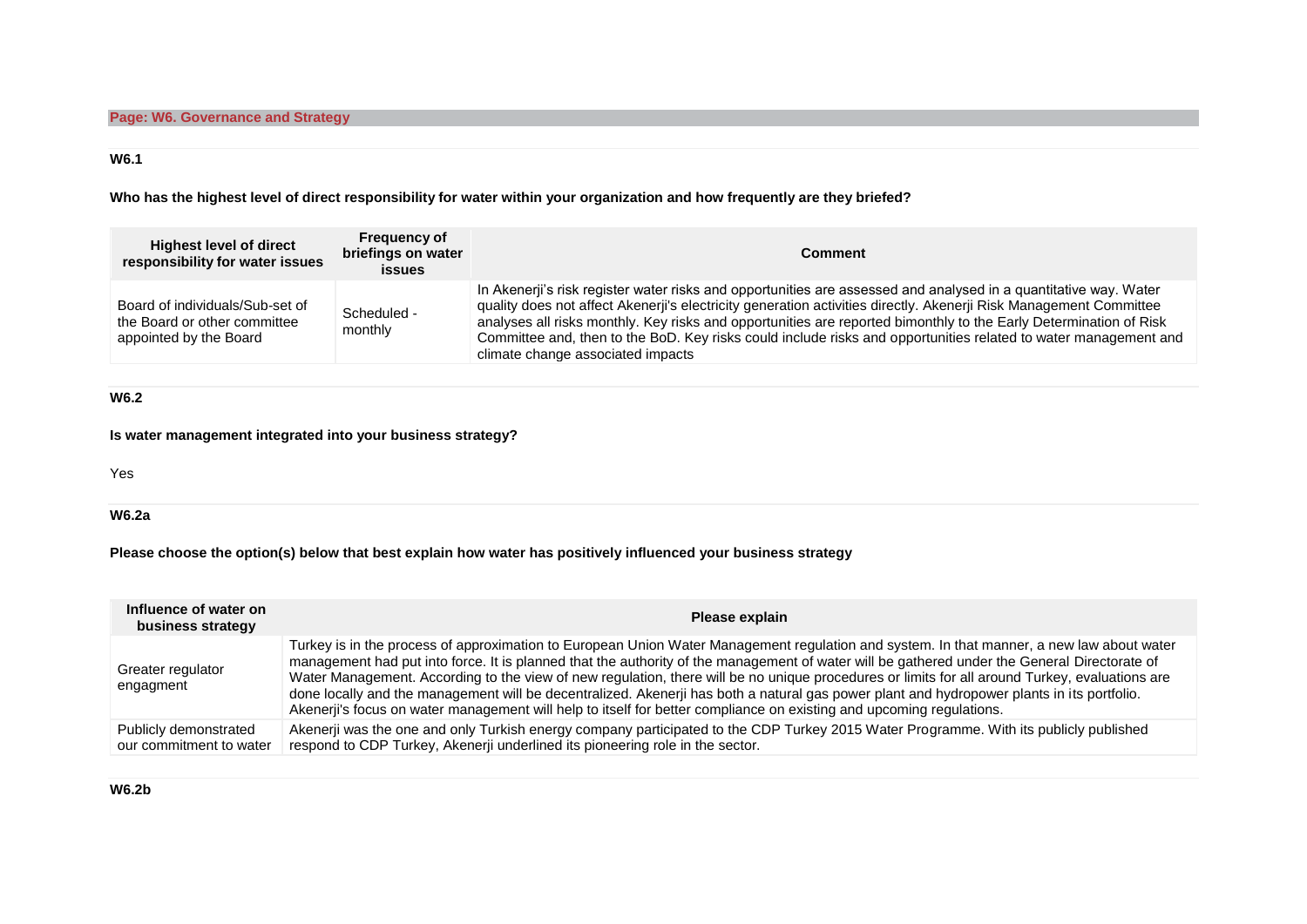## Page: W6. Governance and Strategy

### W6.1

**Who has the highest level of direct responsibility for water within your organization and how frequently are they briefed?**

| Highest level of direct responsibility for water issues | Frequency of briefings on water issues | Comment |
|---|---|---|
| Board of individuals/Sub-set of the Board or other committee appointed by the Board | Scheduled - monthly | In Akenerji's risk register water risks and opportunities are assessed and analysed in a quantitative way. Water quality does not affect Akenerji's electricity generation activities directly. Akenerji Risk Management Committee analyses all risks monthly. Key risks and opportunities are reported bimonthly to the Early Determination of Risk Committee and, then to the BoD. Key risks could include risks and opportunities related to water management and climate change associated impacts |

### W6.2

**Is water management integrated into your business strategy?**

Yes

### W6.2a

**Please choose the option(s) below that best explain how water has positively influenced your business strategy**

| Influence of water on business strategy | Please explain |
|---|---|
| Greater regulator engagment | Turkey is in the process of approximation to European Union Water Management regulation and system. In that manner, a new law about water management had put into force. It is planned that the authority of the management of water will be gathered under the General Directorate of Water Management. According to the view of new regulation, there will be no unique procedures or limits for all around Turkey, evaluations are done locally and the management will be decentralized. Akenerji has both a natural gas power plant and hydropower plants in its portfolio. Akenerji's focus on water management will help to itself for better compliance on existing and upcoming regulations. |
| Publicly demonstrated our commitment to water | Akenerji was the one and only Turkish energy company participated to the CDP Turkey 2015 Water Programme. With its publicly published respond to CDP Turkey, Akenerji underlined its pioneering role in the sector. |

### W6.2b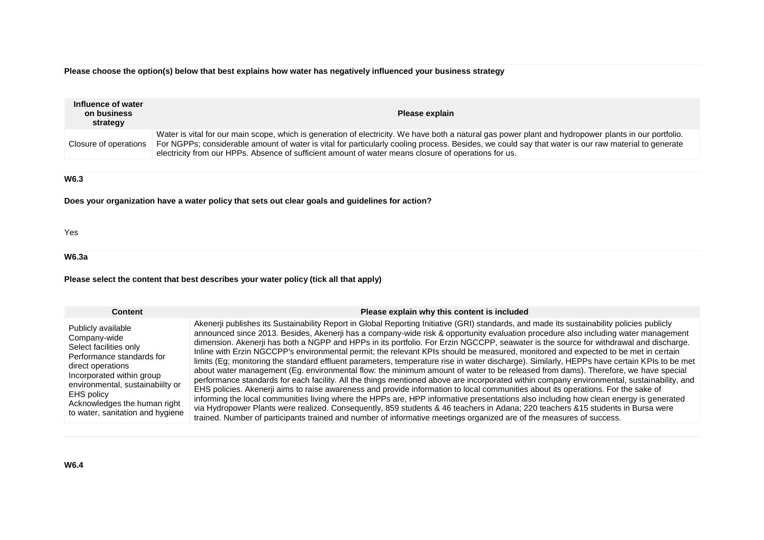**Please choose the option(s) below that best explains how water has negatively influenced your business strategy**

| Influence of water on business strategy | Please explain |
|---|---|
| Closure of operations | Water is vital for our main scope, which is generation of electricity. We have both a natural gas power plant and hydropower plants in our portfolio. For NGPPs; considerable amount of water is vital for particularly cooling process. Besides, we could say that water is our raw material to generate electricity from our HPPs. Absence of sufficient amount of water means closure of operations for us. |

**W6.3**

**Does your organization have a water policy that sets out clear goals and guidelines for action?**

Yes

**W6.3a**

**Please select the content that best describes your water policy (tick all that apply)**

| Content | Please explain why this content is included |
|---|---|
| Publicly available<br>Company-wide<br>Select facilities only<br>Performance standards for direct operations<br>Incorporated within group environmental, sustainabiilty or EHS policy<br>Acknowledges the human right to water, sanitation and hygiene | Akenerji publishes its Sustainability Report in Global Reporting Initiative (GRI) standards, and made its sustainability policies publicly announced since 2013. Besides, Akenerji has a company-wide risk & opportunity evaluation procedure also including water management dimension. Akenerji has both a NGPP and HPPs in its portfolio. For Erzin NGCCPP, seawater is the source for withdrawal and discharge. Inline with Erzin NGCCPP's environmental permit; the relevant KPIs should be measured, monitored and expected to be met in certain limits (Eg; monitoring the standard effluent parameters, temperature rise in water discharge). Similarly, HEPPs have certain KPIs to be met about water management (Eg. environmental flow: the minimum amount of water to be released from dams). Therefore, we have special performance standards for each facility. All the things mentioned above are incorporated within company environmental, sustainability, and EHS policies. Akenerji aims to raise awareness and provide information to local communities about its operations. For the sake of informing the local communities living where the HPPs are, HPP informative presentations also including how clean energy is generated via Hydropower Plants were realized. Consequently, 859 students & 46 teachers in Adana; 220 teachers &15 students in Bursa were trained. Number of participants trained and number of informative meetings organized are of the measures of success. |

**W6.4**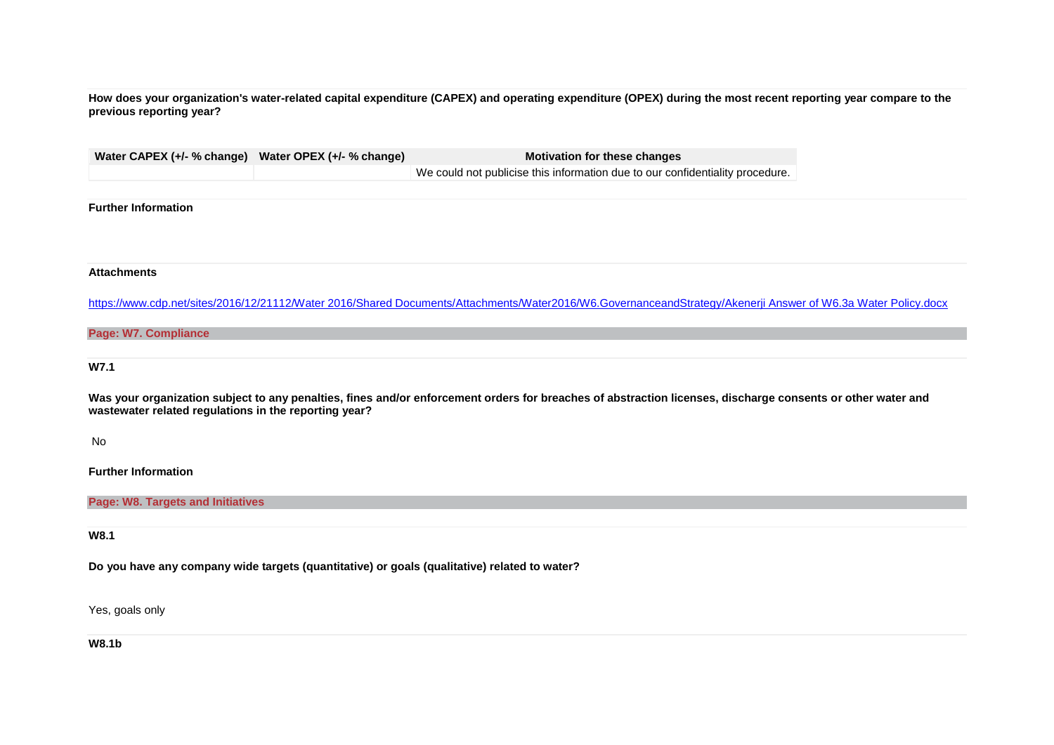**How does your organization's water-related capital expenditure (CAPEX) and operating expenditure (OPEX) during the most recent reporting year compare to the previous reporting year?**

| Water CAPEX (+/- % change) | Water OPEX (+/- % change) | Motivation for these changes |
|---|---|---|
| | | We could not publicise this information due to our confidentiality procedure. |

**Further Information**

**Attachments**

https://www.cdp.net/sites/2016/12/21112/Water 2016/Shared Documents/Attachments/Water2016/W6.GovernanceandStrategy/Akenerji Answer of W6.3a Water Policy.docx

## Page: W7. Compliance

### W7.1

**Was your organization subject to any penalties, fines and/or enforcement orders for breaches of abstraction licenses, discharge consents or other water and wastewater related regulations in the reporting year?**

No

**Further Information**

## Page: W8. Targets and Initiatives

### W8.1

**Do you have any company wide targets (quantitative) or goals (qualitative) related to water?**

Yes, goals only

### W8.1b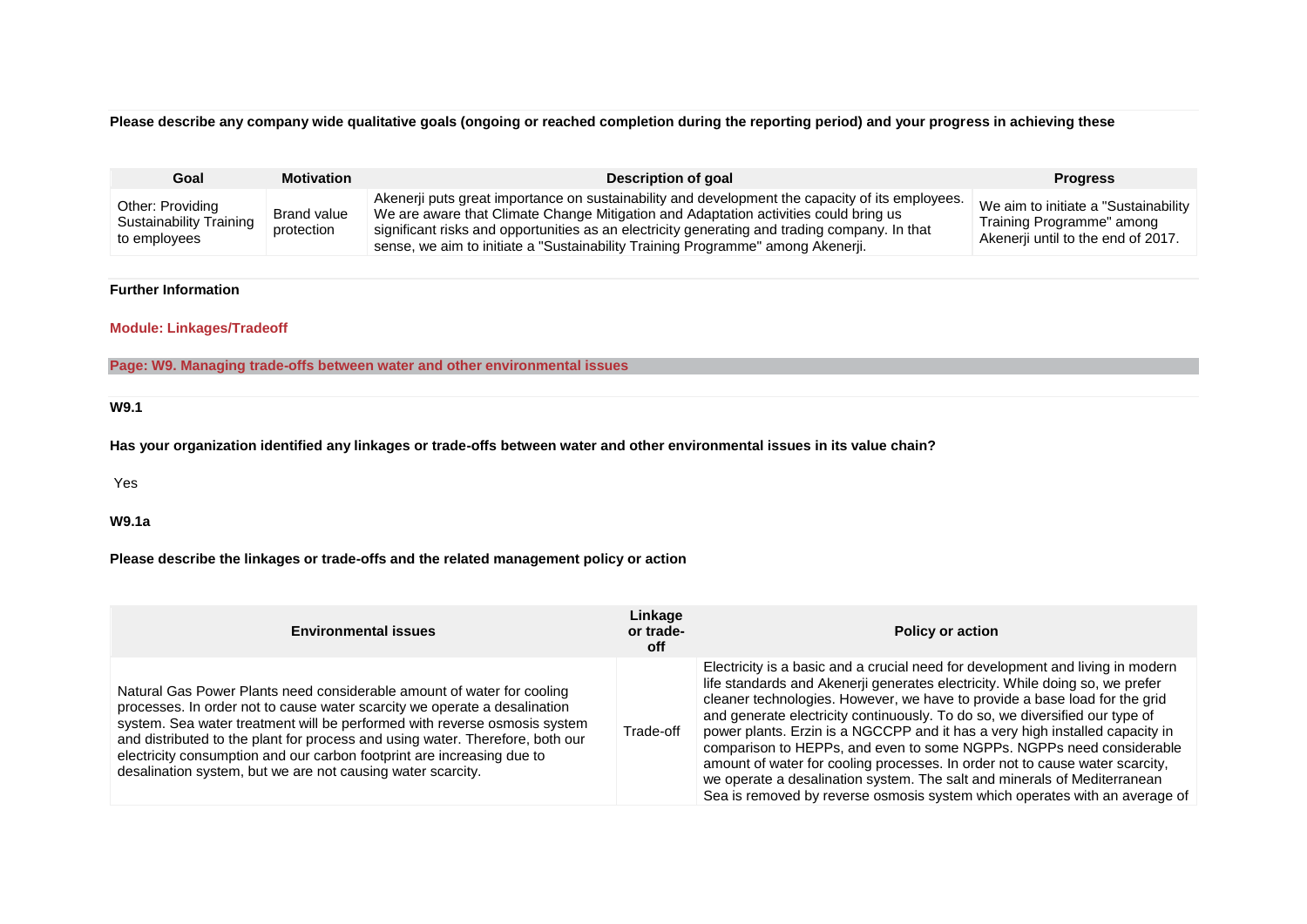**Please describe any company wide qualitative goals (ongoing or reached completion during the reporting period) and your progress in achieving these**

| Goal | Motivation | Description of goal | Progress |
|---|---|---|---|
| Other: Providing Sustainability Training to employees | Brand value protection | Akenerji puts great importance on sustainability and development the capacity of its employees. We are aware that Climate Change Mitigation and Adaptation activities could bring us significant risks and opportunities as an electricity generating and trading company. In that sense, we aim to initiate a "Sustainability Training Programme" among Akenerji. | We aim to initiate a "Sustainability Training Programme" among Akenerji until to the end of 2017. |

**Further Information**

**Module: Linkages/Tradeoff**

**Page: W9. Managing trade-offs between water and other environmental issues**

**W9.1**

**Has your organization identified any linkages or trade-offs between water and other environmental issues in its value chain?**

Yes

**W9.1a**

**Please describe the linkages or trade-offs and the related management policy or action**

| Environmental issues | Linkage or trade-off | Policy or action |
|---|---|---|
| Natural Gas Power Plants need considerable amount of water for cooling processes. In order not to cause water scarcity we operate a desalination system. Sea water treatment will be performed with reverse osmosis system and distributed to the plant for process and using water. Therefore, both our electricity consumption and our carbon footprint are increasing due to desalination system, but we are not causing water scarcity. | Trade-off | Electricity is a basic and a crucial need for development and living in modern life standards and Akenerji generates electricity. While doing so, we prefer cleaner technologies. However, we have to provide a base load for the grid and generate electricity continuously. To do so, we diversified our type of power plants. Erzin is a NGCCPP and it has a very high installed capacity in comparison to HEPPs, and even to some NGPPs. NGPPs need considerable amount of water for cooling processes. In order not to cause water scarcity, we operate a desalination system. The salt and minerals of Mediterranean Sea is removed by reverse osmosis system which operates with an average of |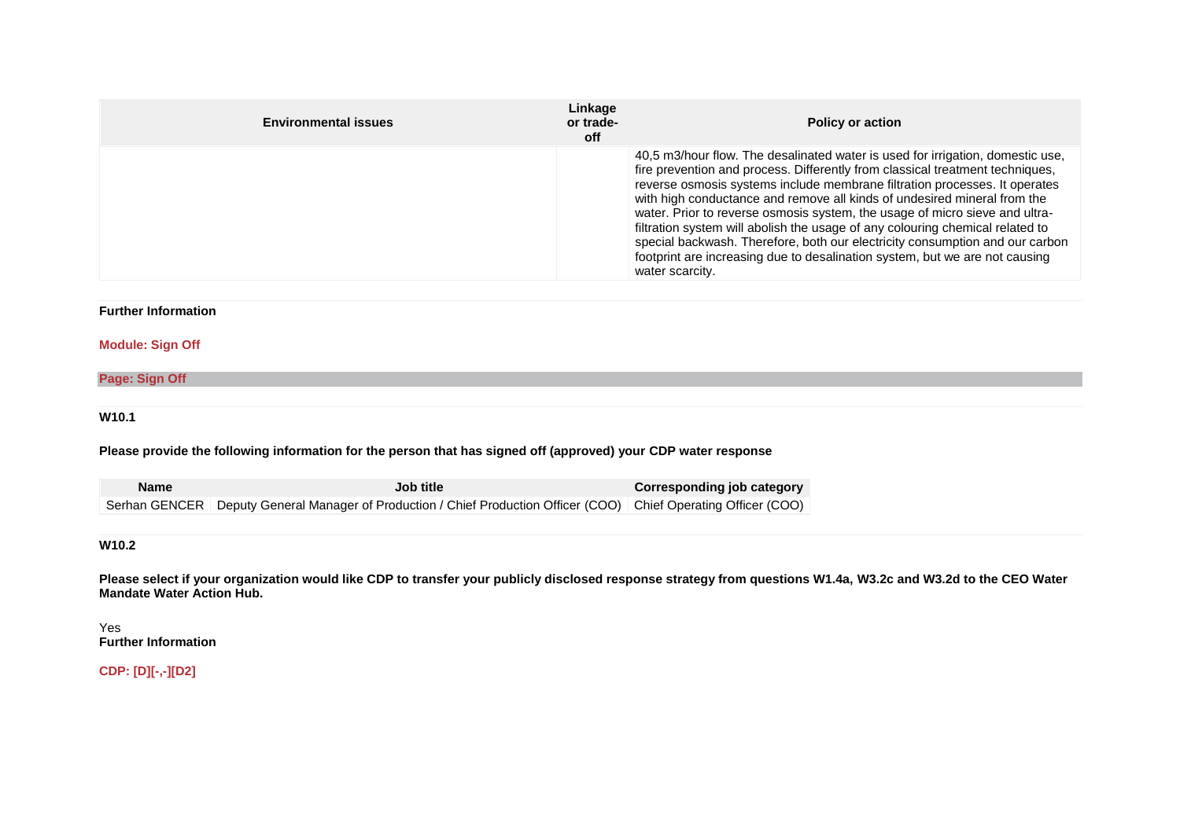| Environmental issues | Linkage or trade-off | Policy or action |
|---|---|---|
| | | 40,5 m3/hour flow. The desalinated water is used for irrigation, domestic use, fire prevention and process. Differently from classical treatment techniques, reverse osmosis systems include membrane filtration processes. It operates with high conductance and remove all kinds of undesired mineral from the water. Prior to reverse osmosis system, the usage of micro sieve and ultra-filtration system will abolish the usage of any colouring chemical related to special backwash. Therefore, both our electricity consumption and our carbon footprint are increasing due to desalination system, but we are not causing water scarcity. |

**Further Information**

**Module: Sign Off**

**Page: Sign Off**

**W10.1**

**Please provide the following information for the person that has signed off (approved) your CDP water response**

| Name | Job title | Corresponding job category |
|---|---|---|
| Serhan GENCER | Deputy General Manager of Production / Chief Production Officer (COO) | Chief Operating Officer (COO) |

**W10.2**

**Please select if your organization would like CDP to transfer your publicly disclosed response strategy from questions W1.4a, W3.2c and W3.2d to the CEO Water Mandate Water Action Hub.**

Yes

**Further Information**

**CDP: [D][-,-][D2]**